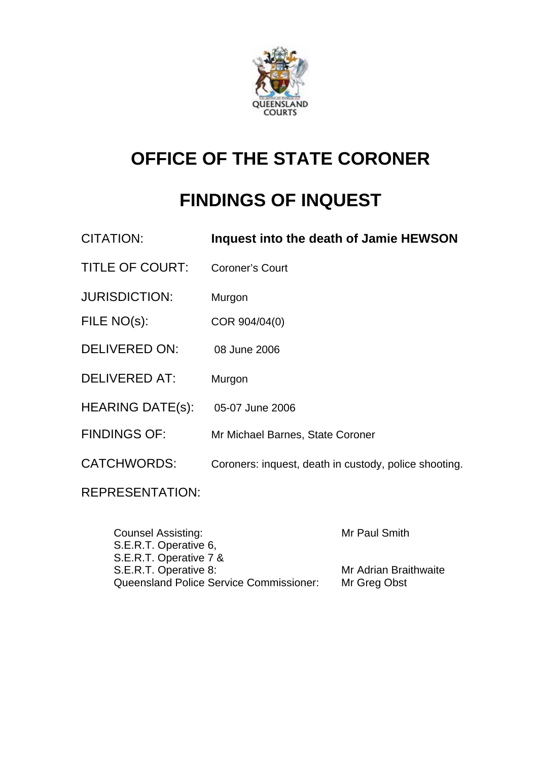QUEENSLAND COURTS

# OFFICE OF THE STATE CORONER

# FINDINGS OF INQUEST

| | |
|---|---|
| CITATION: | **Inquest into the death of Jamie HEWSON** |
| TITLE OF COURT: | Coroner's Court |
| JURISDICTION: | Murgon |
| FILE NO(s): | COR 904/04(0) |
| DELIVERED ON: | 08 June 2006 |
| DELIVERED AT: | Murgon |
| HEARING DATE(s): | 05-07 June 2006 |
| FINDINGS OF: | Mr Michael Barnes, State Coroner |
| CATCHWORDS: | Coroners: inquest, death in custody, police shooting. |

REPRESENTATION:

| | |
|---|---|
| Counsel Assisting: | Mr Paul Smith |
| S.E.R.T. Operative 6, S.E.R.T. Operative 7 & S.E.R.T. Operative 8: | Mr Adrian Braithwaite |
| Queensland Police Service Commissioner: | Mr Greg Obst |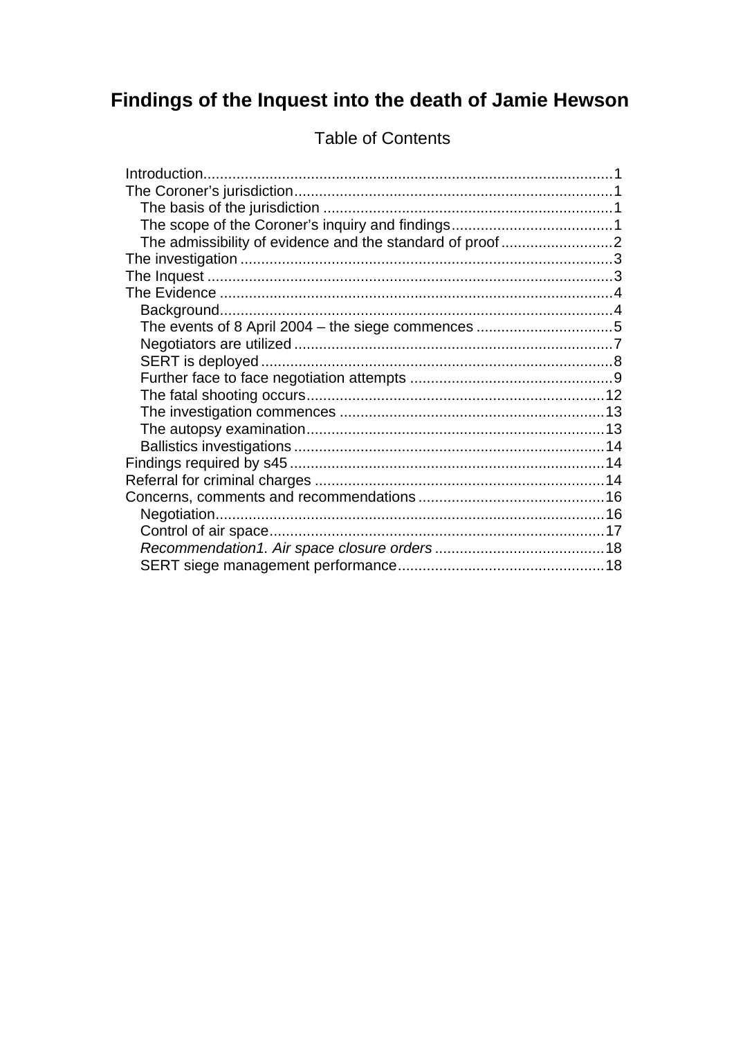# Findings of the Inquest into the death of Jamie Hewson

## Table of Contents

- Introduction.......................................................................................1
- The Coroner's jurisdiction.............................................................................1
  - The basis of the jurisdiction ......................................................................1
  - The scope of the Coroner's inquiry and findings.......................................1
  - The admissibility of evidence and the standard of proof...........................2
- The investigation ..........................................................................................3
- The Inquest ..................................................................................................3
- The Evidence ...............................................................................................4
  - Background..............................................................................................4
  - The events of 8 April 2004 – the siege commences .................................5
  - Negotiators are utilized .............................................................................7
  - SERT is deployed .....................................................................................8
  - Further face to face negotiation attempts .................................................9
  - The fatal shooting occurs........................................................................12
  - The investigation commences ................................................................13
  - The autopsy examination........................................................................13
  - Ballistics investigations ...........................................................................14
- Findings required by s45 ............................................................................14
- Referral for criminal charges .......................................................................14
- Concerns, comments and recommendations .............................................16
  - Negotiation.............................................................................................16
  - Control of air space.................................................................................17
  - *Recommendation1. Air space closure orders* .........................................18
  - SERT siege management performance..................................................18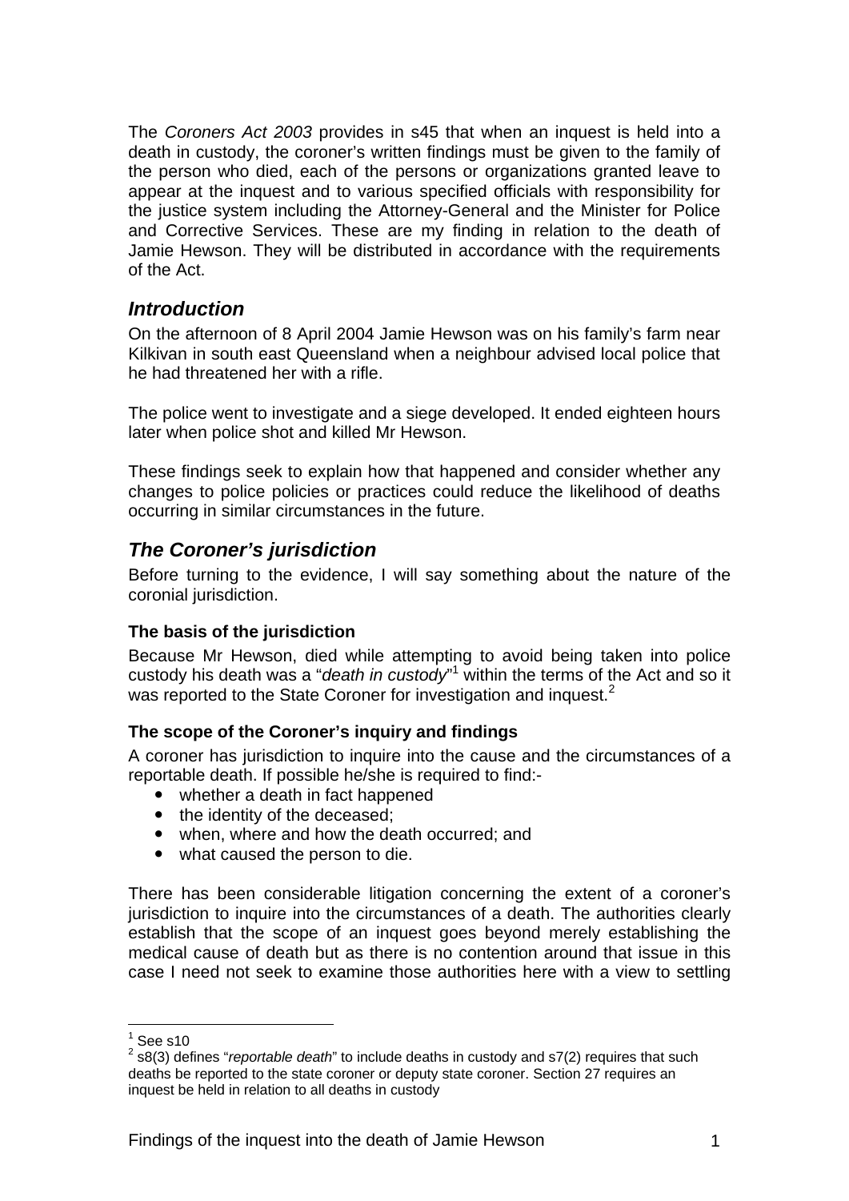The *Coroners Act 2003* provides in s45 that when an inquest is held into a death in custody, the coroner's written findings must be given to the family of the person who died, each of the persons or organizations granted leave to appear at the inquest and to various specified officials with responsibility for the justice system including the Attorney-General and the Minister for Police and Corrective Services. These are my finding in relation to the death of Jamie Hewson. They will be distributed in accordance with the requirements of the Act.

## *Introduction*

On the afternoon of 8 April 2004 Jamie Hewson was on his family's farm near Kilkivan in south east Queensland when a neighbour advised local police that he had threatened her with a rifle.

The police went to investigate and a siege developed. It ended eighteen hours later when police shot and killed Mr Hewson.

These findings seek to explain how that happened and consider whether any changes to police policies or practices could reduce the likelihood of deaths occurring in similar circumstances in the future.

## *The Coroner's jurisdiction*

Before turning to the evidence, I will say something about the nature of the coronial jurisdiction.

### The basis of the jurisdiction

Because Mr Hewson, died while attempting to avoid being taken into police custody his death was a "*death in custody*"[1] within the terms of the Act and so it was reported to the State Coroner for investigation and inquest.[2]

### The scope of the Coroner's inquiry and findings

A coroner has jurisdiction to inquire into the cause and the circumstances of a reportable death. If possible he/she is required to find:-

- whether a death in fact happened
- the identity of the deceased;
- when, where and how the death occurred; and
- what caused the person to die.

There has been considerable litigation concerning the extent of a coroner's jurisdiction to inquire into the circumstances of a death. The authorities clearly establish that the scope of an inquest goes beyond merely establishing the medical cause of death but as there is no contention around that issue in this case I need not seek to examine those authorities here with a view to settling

---

[1] See s10

[2] s8(3) defines "*reportable death*" to include deaths in custody and s7(2) requires that such deaths be reported to the state coroner or deputy state coroner. Section 27 requires an inquest be held in relation to all deaths in custody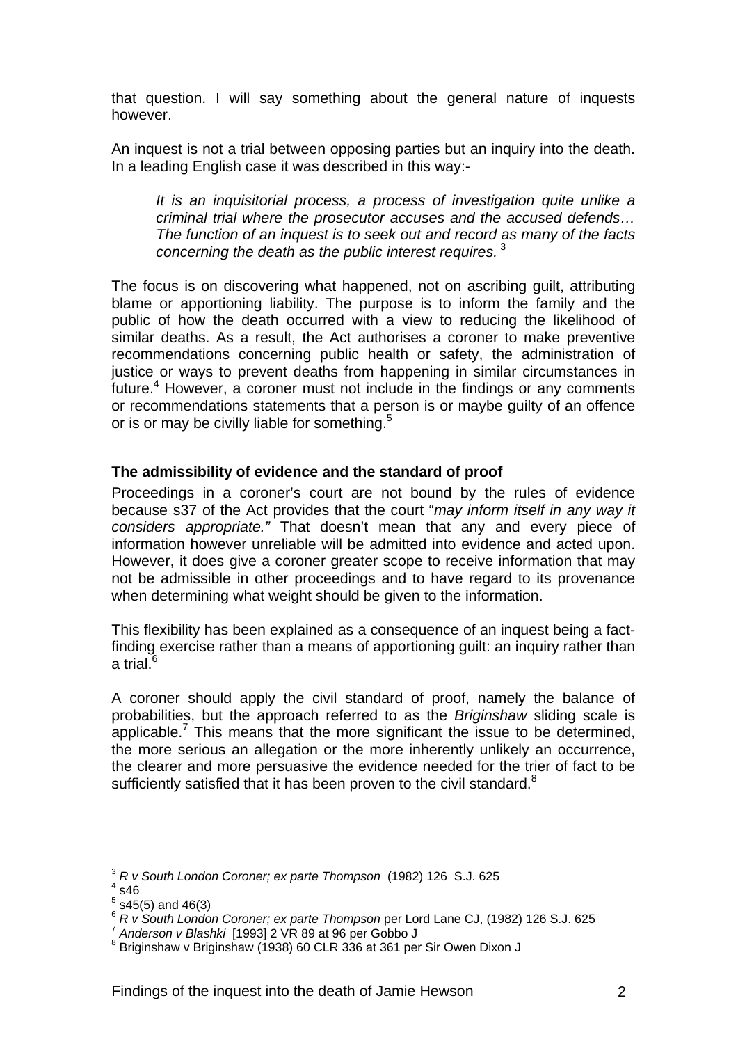that question. I will say something about the general nature of inquests however.

An inquest is not a trial between opposing parties but an inquiry into the death. In a leading English case it was described in this way:-

> *It is an inquisitorial process, a process of investigation quite unlike a criminal trial where the prosecutor accuses and the accused defends… The function of an inquest is to seek out and record as many of the facts concerning the death as the public interest requires.* [3]

The focus is on discovering what happened, not on ascribing guilt, attributing blame or apportioning liability. The purpose is to inform the family and the public of how the death occurred with a view to reducing the likelihood of similar deaths. As a result, the Act authorises a coroner to make preventive recommendations concerning public health or safety, the administration of justice or ways to prevent deaths from happening in similar circumstances in future.[4] However, a coroner must not include in the findings or any comments or recommendations statements that a person is or maybe guilty of an offence or is or may be civilly liable for something.[5]

**The admissibility of evidence and the standard of proof**

Proceedings in a coroner's court are not bound by the rules of evidence because s37 of the Act provides that the court "*may inform itself in any way it considers appropriate."* That doesn't mean that any and every piece of information however unreliable will be admitted into evidence and acted upon. However, it does give a coroner greater scope to receive information that may not be admissible in other proceedings and to have regard to its provenance when determining what weight should be given to the information.

This flexibility has been explained as a consequence of an inquest being a fact-finding exercise rather than a means of apportioning guilt: an inquiry rather than a trial.[6]

A coroner should apply the civil standard of proof, namely the balance of probabilities, but the approach referred to as the *Briginshaw* sliding scale is applicable.[7] This means that the more significant the issue to be determined, the more serious an allegation or the more inherently unlikely an occurrence, the clearer and more persuasive the evidence needed for the trier of fact to be sufficiently satisfied that it has been proven to the civil standard.[8]

---

[3] *R v South London Coroner; ex parte Thompson* (1982) 126 S.J. 625
[4] s46
[5] s45(5) and 46(3)
[6] *R v South London Coroner; ex parte Thompson* per Lord Lane CJ, (1982) 126 S.J. 625
[7] *Anderson v Blashki* [1993] 2 VR 89 at 96 per Gobbo J
[8] Briginshaw v Briginshaw (1938) 60 CLR 336 at 361 per Sir Owen Dixon J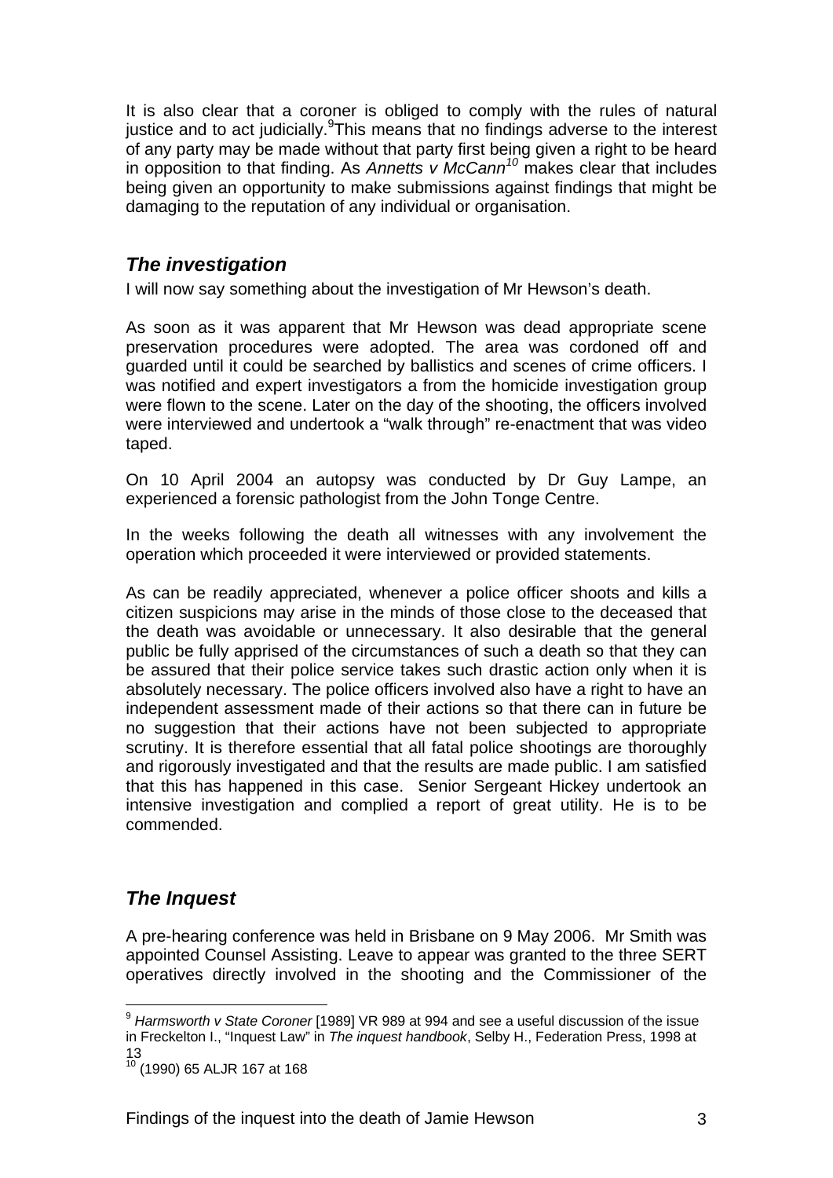It is also clear that a coroner is obliged to comply with the rules of natural justice and to act judicially.[9]This means that no findings adverse to the interest of any party may be made without that party first being given a right to be heard in opposition to that finding. As *Annetts v McCann*[10] makes clear that includes being given an opportunity to make submissions against findings that might be damaging to the reputation of any individual or organisation.

## *The investigation*

I will now say something about the investigation of Mr Hewson's death.

As soon as it was apparent that Mr Hewson was dead appropriate scene preservation procedures were adopted. The area was cordoned off and guarded until it could be searched by ballistics and scenes of crime officers. I was notified and expert investigators a from the homicide investigation group were flown to the scene. Later on the day of the shooting, the officers involved were interviewed and undertook a "walk through" re-enactment that was video taped.

On 10 April 2004 an autopsy was conducted by Dr Guy Lampe, an experienced a forensic pathologist from the John Tonge Centre.

In the weeks following the death all witnesses with any involvement the operation which proceeded it were interviewed or provided statements.

As can be readily appreciated, whenever a police officer shoots and kills a citizen suspicions may arise in the minds of those close to the deceased that the death was avoidable or unnecessary. It also desirable that the general public be fully apprised of the circumstances of such a death so that they can be assured that their police service takes such drastic action only when it is absolutely necessary. The police officers involved also have a right to have an independent assessment made of their actions so that there can in future be no suggestion that their actions have not been subjected to appropriate scrutiny. It is therefore essential that all fatal police shootings are thoroughly and rigorously investigated and that the results are made public. I am satisfied that this has happened in this case. Senior Sergeant Hickey undertook an intensive investigation and complied a report of great utility. He is to be commended.

## *The Inquest*

A pre-hearing conference was held in Brisbane on 9 May 2006. Mr Smith was appointed Counsel Assisting. Leave to appear was granted to the three SERT operatives directly involved in the shooting and the Commissioner of the

---

[9] *Harmsworth v State Coroner* [1989] VR 989 at 994 and see a useful discussion of the issue in Freckelton I., "Inquest Law" in *The inquest handbook*, Selby H., Federation Press, 1998 at 13

[10] (1990) 65 ALJR 167 at 168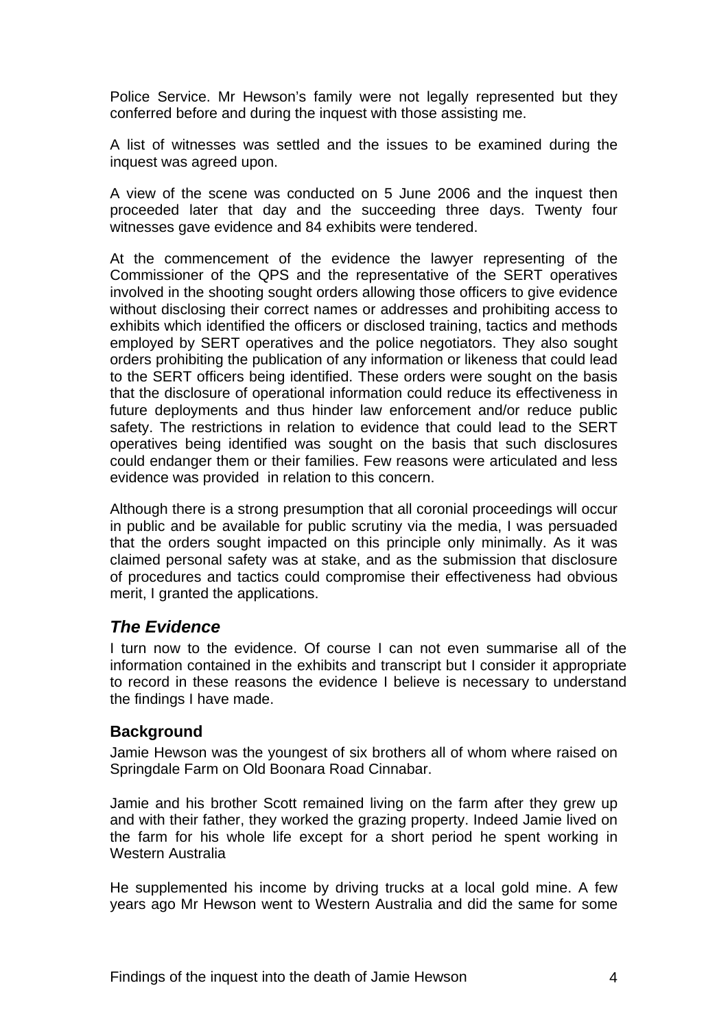Police Service. Mr Hewson's family were not legally represented but they conferred before and during the inquest with those assisting me.

A list of witnesses was settled and the issues to be examined during the inquest was agreed upon.

A view of the scene was conducted on 5 June 2006 and the inquest then proceeded later that day and the succeeding three days. Twenty four witnesses gave evidence and 84 exhibits were tendered.

At the commencement of the evidence the lawyer representing of the Commissioner of the QPS and the representative of the SERT operatives involved in the shooting sought orders allowing those officers to give evidence without disclosing their correct names or addresses and prohibiting access to exhibits which identified the officers or disclosed training, tactics and methods employed by SERT operatives and the police negotiators. They also sought orders prohibiting the publication of any information or likeness that could lead to the SERT officers being identified. These orders were sought on the basis that the disclosure of operational information could reduce its effectiveness in future deployments and thus hinder law enforcement and/or reduce public safety. The restrictions in relation to evidence that could lead to the SERT operatives being identified was sought on the basis that such disclosures could endanger them or their families. Few reasons were articulated and less evidence was provided in relation to this concern.

Although there is a strong presumption that all coronial proceedings will occur in public and be available for public scrutiny via the media, I was persuaded that the orders sought impacted on this principle only minimally. As it was claimed personal safety was at stake, and as the submission that disclosure of procedures and tactics could compromise their effectiveness had obvious merit, I granted the applications.

## *The Evidence*

I turn now to the evidence. Of course I can not even summarise all of the information contained in the exhibits and transcript but I consider it appropriate to record in these reasons the evidence I believe is necessary to understand the findings I have made.

### Background

Jamie Hewson was the youngest of six brothers all of whom where raised on Springdale Farm on Old Boonara Road Cinnabar.

Jamie and his brother Scott remained living on the farm after they grew up and with their father, they worked the grazing property. Indeed Jamie lived on the farm for his whole life except for a short period he spent working in Western Australia

He supplemented his income by driving trucks at a local gold mine. A few years ago Mr Hewson went to Western Australia and did the same for some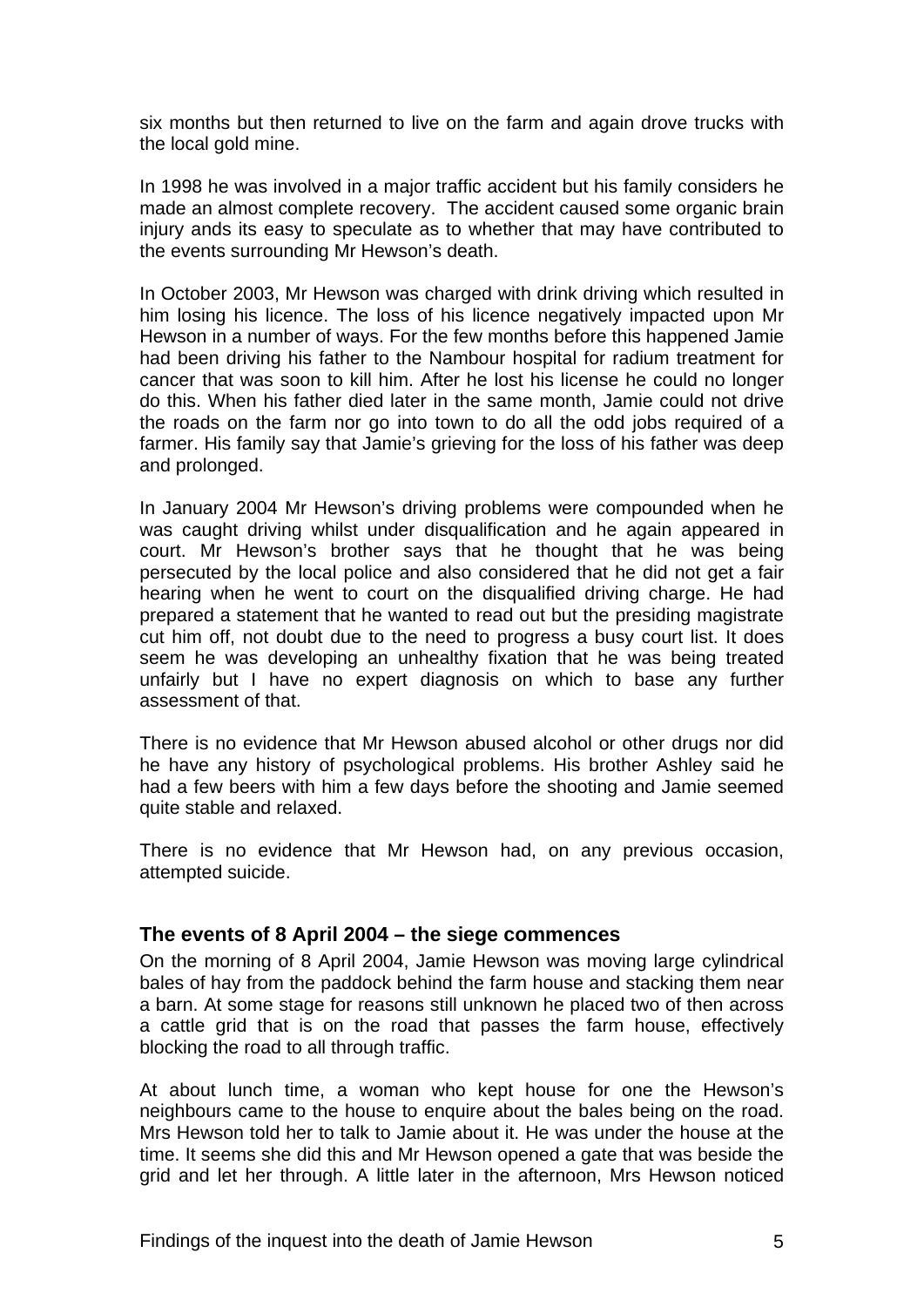six months but then returned to live on the farm and again drove trucks with the local gold mine.

In 1998 he was involved in a major traffic accident but his family considers he made an almost complete recovery. The accident caused some organic brain injury ands its easy to speculate as to whether that may have contributed to the events surrounding Mr Hewson's death.

In October 2003, Mr Hewson was charged with drink driving which resulted in him losing his licence. The loss of his licence negatively impacted upon Mr Hewson in a number of ways. For the few months before this happened Jamie had been driving his father to the Nambour hospital for radium treatment for cancer that was soon to kill him. After he lost his license he could no longer do this. When his father died later in the same month, Jamie could not drive the roads on the farm nor go into town to do all the odd jobs required of a farmer. His family say that Jamie's grieving for the loss of his father was deep and prolonged.

In January 2004 Mr Hewson's driving problems were compounded when he was caught driving whilst under disqualification and he again appeared in court. Mr Hewson's brother says that he thought that he was being persecuted by the local police and also considered that he did not get a fair hearing when he went to court on the disqualified driving charge. He had prepared a statement that he wanted to read out but the presiding magistrate cut him off, not doubt due to the need to progress a busy court list. It does seem he was developing an unhealthy fixation that he was being treated unfairly but I have no expert diagnosis on which to base any further assessment of that.

There is no evidence that Mr Hewson abused alcohol or other drugs nor did he have any history of psychological problems. His brother Ashley said he had a few beers with him a few days before the shooting and Jamie seemed quite stable and relaxed.

There is no evidence that Mr Hewson had, on any previous occasion, attempted suicide.

## The events of 8 April 2004 – the siege commences

On the morning of 8 April 2004, Jamie Hewson was moving large cylindrical bales of hay from the paddock behind the farm house and stacking them near a barn. At some stage for reasons still unknown he placed two of then across a cattle grid that is on the road that passes the farm house, effectively blocking the road to all through traffic.

At about lunch time, a woman who kept house for one the Hewson's neighbours came to the house to enquire about the bales being on the road. Mrs Hewson told her to talk to Jamie about it. He was under the house at the time. It seems she did this and Mr Hewson opened a gate that was beside the grid and let her through. A little later in the afternoon, Mrs Hewson noticed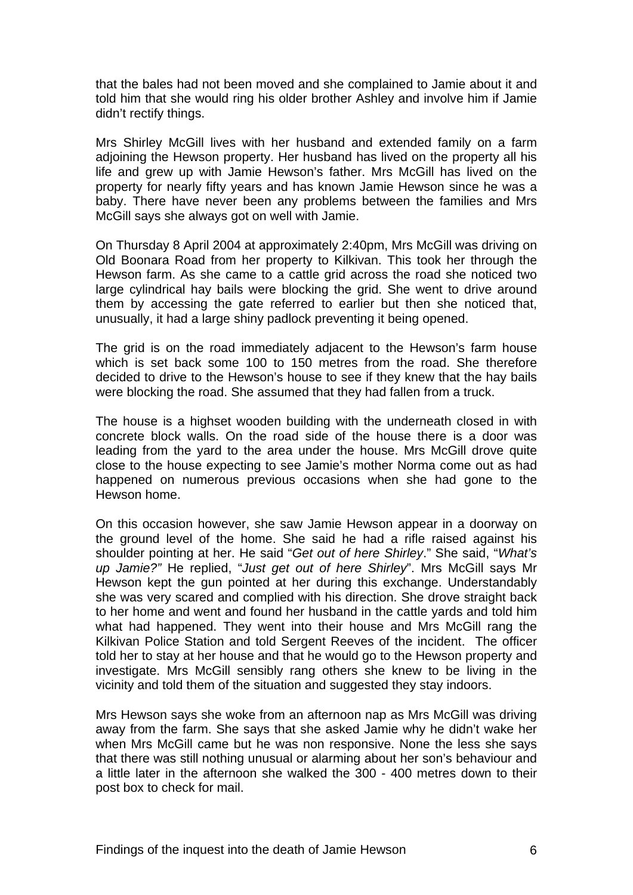that the bales had not been moved and she complained to Jamie about it and told him that she would ring his older brother Ashley and involve him if Jamie didn't rectify things.

Mrs Shirley McGill lives with her husband and extended family on a farm adjoining the Hewson property. Her husband has lived on the property all his life and grew up with Jamie Hewson's father. Mrs McGill has lived on the property for nearly fifty years and has known Jamie Hewson since he was a baby. There have never been any problems between the families and Mrs McGill says she always got on well with Jamie.

On Thursday 8 April 2004 at approximately 2:40pm, Mrs McGill was driving on Old Boonara Road from her property to Kilkivan. This took her through the Hewson farm. As she came to a cattle grid across the road she noticed two large cylindrical hay bails were blocking the grid. She went to drive around them by accessing the gate referred to earlier but then she noticed that, unusually, it had a large shiny padlock preventing it being opened.

The grid is on the road immediately adjacent to the Hewson's farm house which is set back some 100 to 150 metres from the road. She therefore decided to drive to the Hewson's house to see if they knew that the hay bails were blocking the road. She assumed that they had fallen from a truck.

The house is a highset wooden building with the underneath closed in with concrete block walls. On the road side of the house there is a door was leading from the yard to the area under the house. Mrs McGill drove quite close to the house expecting to see Jamie's mother Norma come out as had happened on numerous previous occasions when she had gone to the Hewson home.

On this occasion however, she saw Jamie Hewson appear in a doorway on the ground level of the home. She said he had a rifle raised against his shoulder pointing at her. He said "*Get out of here Shirley*." She said, "*What's up Jamie?"* He replied, "*Just get out of here Shirley*". Mrs McGill says Mr Hewson kept the gun pointed at her during this exchange. Understandably she was very scared and complied with his direction. She drove straight back to her home and went and found her husband in the cattle yards and told him what had happened. They went into their house and Mrs McGill rang the Kilkivan Police Station and told Sergent Reeves of the incident. The officer told her to stay at her house and that he would go to the Hewson property and investigate. Mrs McGill sensibly rang others she knew to be living in the vicinity and told them of the situation and suggested they stay indoors.

Mrs Hewson says she woke from an afternoon nap as Mrs McGill was driving away from the farm. She says that she asked Jamie why he didn't wake her when Mrs McGill came but he was non responsive. None the less she says that there was still nothing unusual or alarming about her son's behaviour and a little later in the afternoon she walked the 300 - 400 metres down to their post box to check for mail.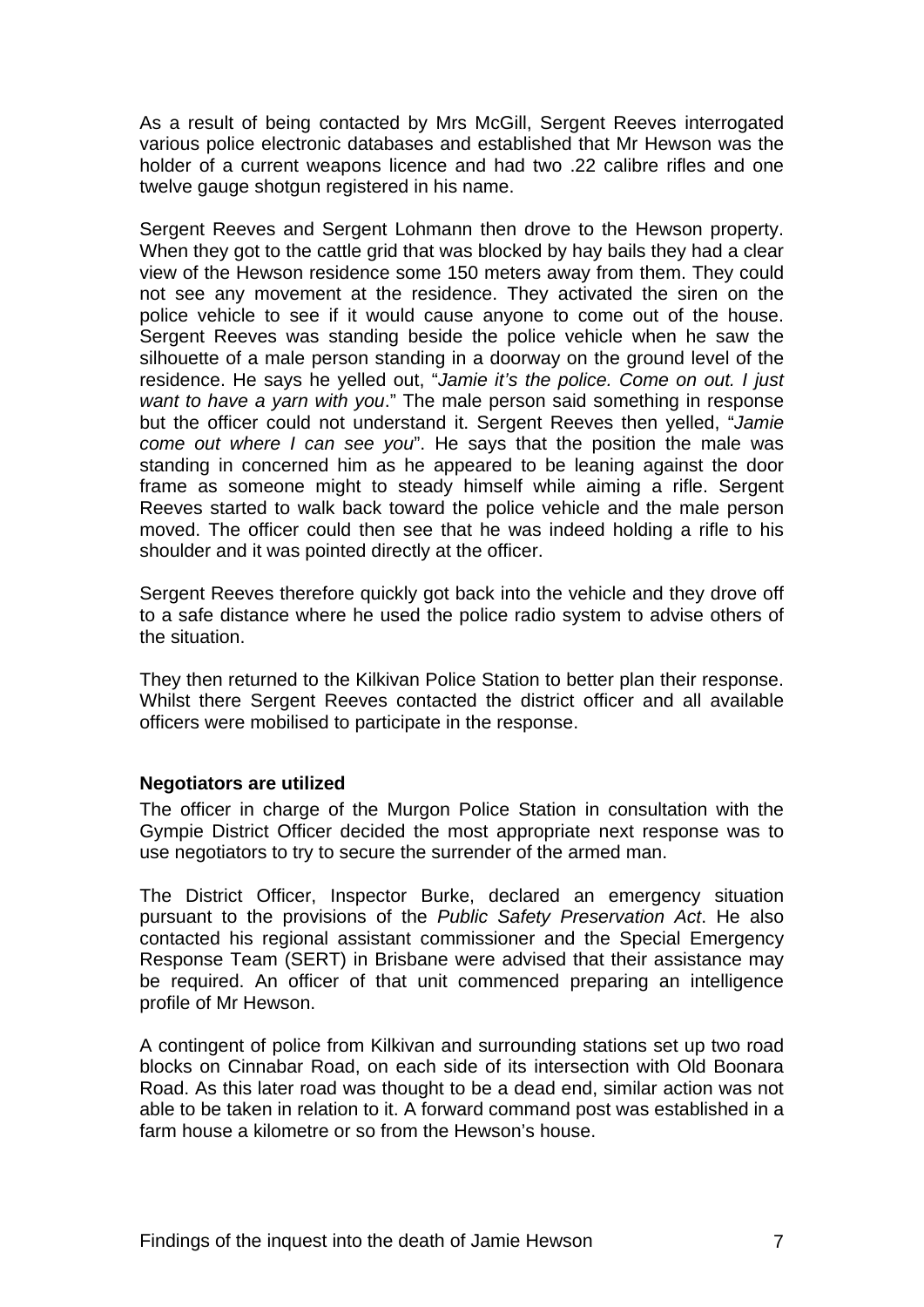As a result of being contacted by Mrs McGill, Sergent Reeves interrogated various police electronic databases and established that Mr Hewson was the holder of a current weapons licence and had two .22 calibre rifles and one twelve gauge shotgun registered in his name.

Sergent Reeves and Sergent Lohmann then drove to the Hewson property. When they got to the cattle grid that was blocked by hay bails they had a clear view of the Hewson residence some 150 meters away from them. They could not see any movement at the residence. They activated the siren on the police vehicle to see if it would cause anyone to come out of the house. Sergent Reeves was standing beside the police vehicle when he saw the silhouette of a male person standing in a doorway on the ground level of the residence. He says he yelled out, "*Jamie it's the police. Come on out. I just want to have a yarn with you*." The male person said something in response but the officer could not understand it. Sergent Reeves then yelled, "*Jamie come out where I can see you*". He says that the position the male was standing in concerned him as he appeared to be leaning against the door frame as someone might to steady himself while aiming a rifle. Sergent Reeves started to walk back toward the police vehicle and the male person moved. The officer could then see that he was indeed holding a rifle to his shoulder and it was pointed directly at the officer.

Sergent Reeves therefore quickly got back into the vehicle and they drove off to a safe distance where he used the police radio system to advise others of the situation.

They then returned to the Kilkivan Police Station to better plan their response. Whilst there Sergent Reeves contacted the district officer and all available officers were mobilised to participate in the response.

### Negotiators are utilized

The officer in charge of the Murgon Police Station in consultation with the Gympie District Officer decided the most appropriate next response was to use negotiators to try to secure the surrender of the armed man.

The District Officer, Inspector Burke, declared an emergency situation pursuant to the provisions of the *Public Safety Preservation Act*. He also contacted his regional assistant commissioner and the Special Emergency Response Team (SERT) in Brisbane were advised that their assistance may be required. An officer of that unit commenced preparing an intelligence profile of Mr Hewson.

A contingent of police from Kilkivan and surrounding stations set up two road blocks on Cinnabar Road, on each side of its intersection with Old Boonara Road. As this later road was thought to be a dead end, similar action was not able to be taken in relation to it. A forward command post was established in a farm house a kilometre or so from the Hewson's house.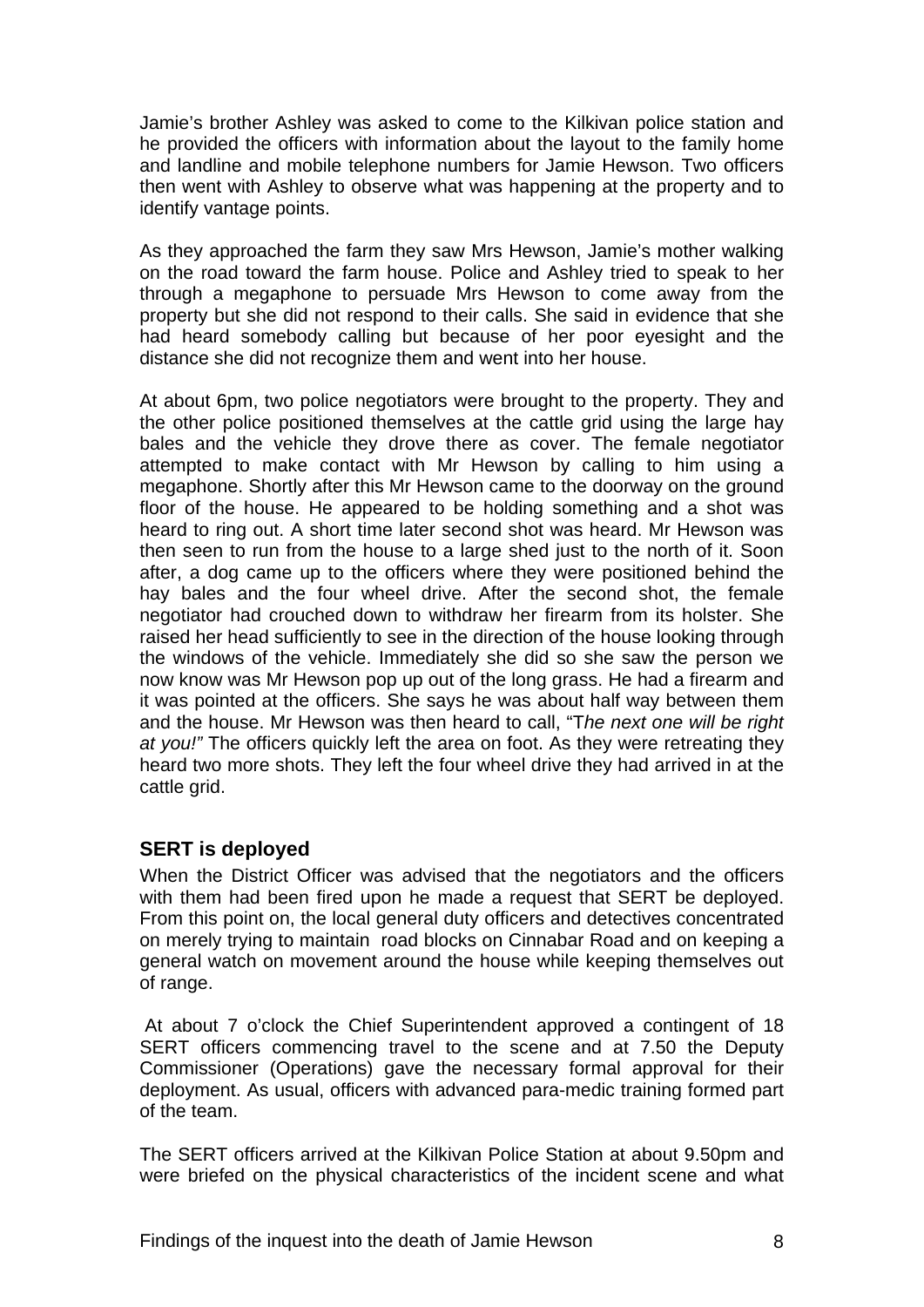Jamie's brother Ashley was asked to come to the Kilkivan police station and he provided the officers with information about the layout to the family home and landline and mobile telephone numbers for Jamie Hewson. Two officers then went with Ashley to observe what was happening at the property and to identify vantage points.

As they approached the farm they saw Mrs Hewson, Jamie's mother walking on the road toward the farm house. Police and Ashley tried to speak to her through a megaphone to persuade Mrs Hewson to come away from the property but she did not respond to their calls. She said in evidence that she had heard somebody calling but because of her poor eyesight and the distance she did not recognize them and went into her house.

At about 6pm, two police negotiators were brought to the property. They and the other police positioned themselves at the cattle grid using the large hay bales and the vehicle they drove there as cover. The female negotiator attempted to make contact with Mr Hewson by calling to him using a megaphone. Shortly after this Mr Hewson came to the doorway on the ground floor of the house. He appeared to be holding something and a shot was heard to ring out. A short time later second shot was heard. Mr Hewson was then seen to run from the house to a large shed just to the north of it. Soon after, a dog came up to the officers where they were positioned behind the hay bales and the four wheel drive. After the second shot, the female negotiator had crouched down to withdraw her firearm from its holster. She raised her head sufficiently to see in the direction of the house looking through the windows of the vehicle. Immediately she did so she saw the person we now know was Mr Hewson pop up out of the long grass. He had a firearm and it was pointed at the officers. She says he was about half way between them and the house. Mr Hewson was then heard to call, "T*he next one will be right at you!"* The officers quickly left the area on foot. As they were retreating they heard two more shots. They left the four wheel drive they had arrived in at the cattle grid.

### SERT is deployed

When the District Officer was advised that the negotiators and the officers with them had been fired upon he made a request that SERT be deployed. From this point on, the local general duty officers and detectives concentrated on merely trying to maintain road blocks on Cinnabar Road and on keeping a general watch on movement around the house while keeping themselves out of range.

At about 7 o'clock the Chief Superintendent approved a contingent of 18 SERT officers commencing travel to the scene and at 7.50 the Deputy Commissioner (Operations) gave the necessary formal approval for their deployment. As usual, officers with advanced para-medic training formed part of the team.

The SERT officers arrived at the Kilkivan Police Station at about 9.50pm and were briefed on the physical characteristics of the incident scene and what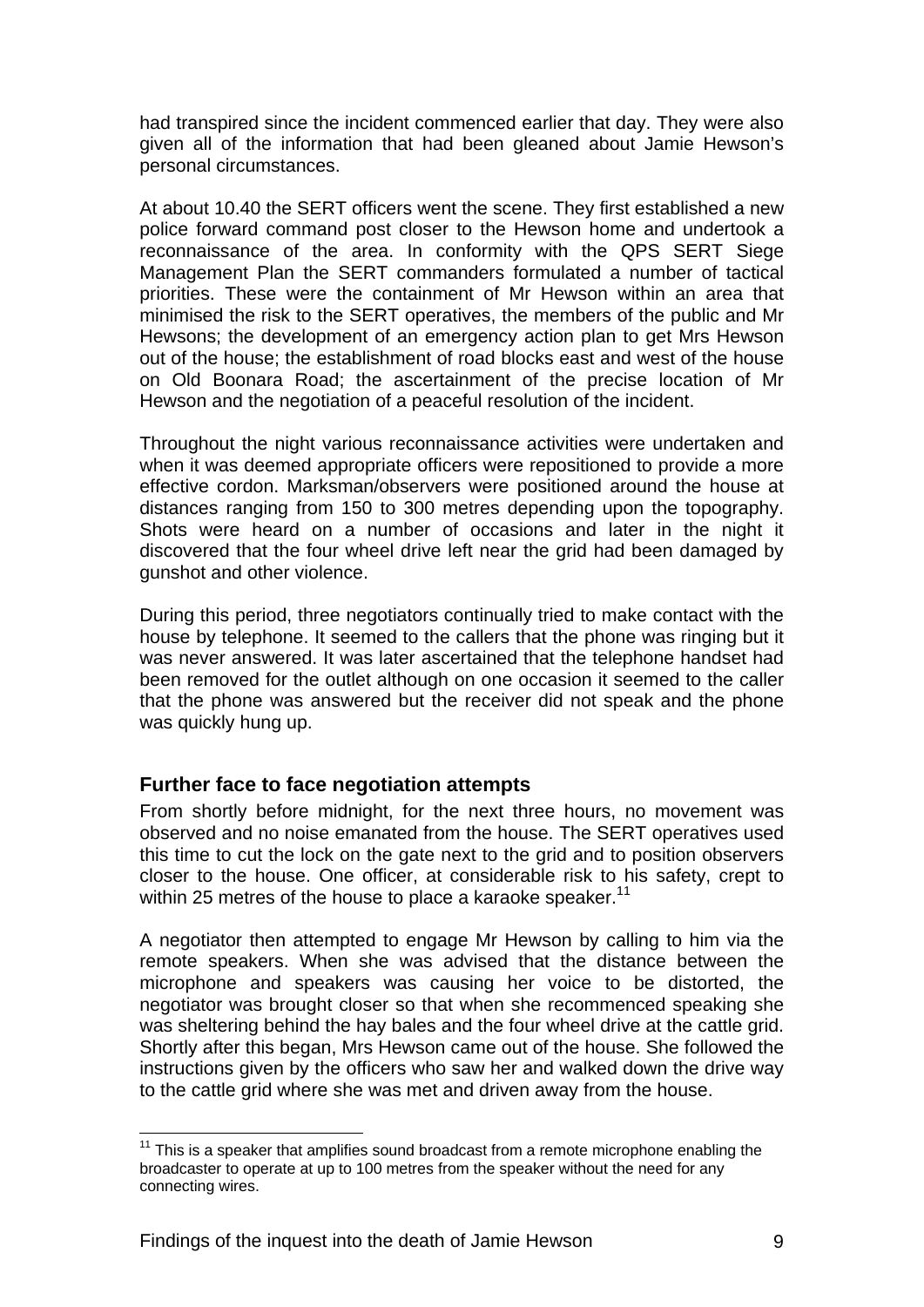had transpired since the incident commenced earlier that day. They were also given all of the information that had been gleaned about Jamie Hewson's personal circumstances.

At about 10.40 the SERT officers went the scene. They first established a new police forward command post closer to the Hewson home and undertook a reconnaissance of the area. In conformity with the QPS SERT Siege Management Plan the SERT commanders formulated a number of tactical priorities. These were the containment of Mr Hewson within an area that minimised the risk to the SERT operatives, the members of the public and Mr Hewsons; the development of an emergency action plan to get Mrs Hewson out of the house; the establishment of road blocks east and west of the house on Old Boonara Road; the ascertainment of the precise location of Mr Hewson and the negotiation of a peaceful resolution of the incident.

Throughout the night various reconnaissance activities were undertaken and when it was deemed appropriate officers were repositioned to provide a more effective cordon. Marksman/observers were positioned around the house at distances ranging from 150 to 300 metres depending upon the topography. Shots were heard on a number of occasions and later in the night it discovered that the four wheel drive left near the grid had been damaged by gunshot and other violence.

During this period, three negotiators continually tried to make contact with the house by telephone. It seemed to the callers that the phone was ringing but it was never answered. It was later ascertained that the telephone handset had been removed for the outlet although on one occasion it seemed to the caller that the phone was answered but the receiver did not speak and the phone was quickly hung up.

## Further face to face negotiation attempts

From shortly before midnight, for the next three hours, no movement was observed and no noise emanated from the house. The SERT operatives used this time to cut the lock on the gate next to the grid and to position observers closer to the house. One officer, at considerable risk to his safety, crept to within 25 metres of the house to place a karaoke speaker.[11]

A negotiator then attempted to engage Mr Hewson by calling to him via the remote speakers. When she was advised that the distance between the microphone and speakers was causing her voice to be distorted, the negotiator was brought closer so that when she recommenced speaking she was sheltering behind the hay bales and the four wheel drive at the cattle grid. Shortly after this began, Mrs Hewson came out of the house. She followed the instructions given by the officers who saw her and walked down the drive way to the cattle grid where she was met and driven away from the house.

[11] This is a speaker that amplifies sound broadcast from a remote microphone enabling the broadcaster to operate at up to 100 metres from the speaker without the need for any connecting wires.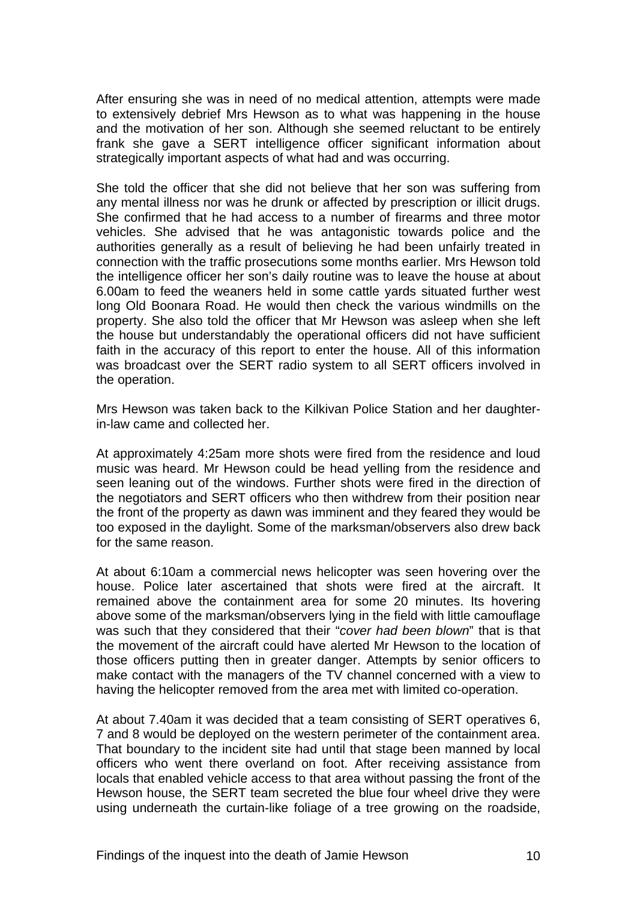After ensuring she was in need of no medical attention, attempts were made to extensively debrief Mrs Hewson as to what was happening in the house and the motivation of her son. Although she seemed reluctant to be entirely frank she gave a SERT intelligence officer significant information about strategically important aspects of what had and was occurring.

She told the officer that she did not believe that her son was suffering from any mental illness nor was he drunk or affected by prescription or illicit drugs. She confirmed that he had access to a number of firearms and three motor vehicles. She advised that he was antagonistic towards police and the authorities generally as a result of believing he had been unfairly treated in connection with the traffic prosecutions some months earlier. Mrs Hewson told the intelligence officer her son's daily routine was to leave the house at about 6.00am to feed the weaners held in some cattle yards situated further west long Old Boonara Road. He would then check the various windmills on the property. She also told the officer that Mr Hewson was asleep when she left the house but understandably the operational officers did not have sufficient faith in the accuracy of this report to enter the house. All of this information was broadcast over the SERT radio system to all SERT officers involved in the operation.

Mrs Hewson was taken back to the Kilkivan Police Station and her daughter-in-law came and collected her.

At approximately 4:25am more shots were fired from the residence and loud music was heard. Mr Hewson could be head yelling from the residence and seen leaning out of the windows. Further shots were fired in the direction of the negotiators and SERT officers who then withdrew from their position near the front of the property as dawn was imminent and they feared they would be too exposed in the daylight. Some of the marksman/observers also drew back for the same reason.

At about 6:10am a commercial news helicopter was seen hovering over the house. Police later ascertained that shots were fired at the aircraft. It remained above the containment area for some 20 minutes. Its hovering above some of the marksman/observers lying in the field with little camouflage was such that they considered that their "*cover had been blown*" that is that the movement of the aircraft could have alerted Mr Hewson to the location of those officers putting then in greater danger. Attempts by senior officers to make contact with the managers of the TV channel concerned with a view to having the helicopter removed from the area met with limited co-operation.

At about 7.40am it was decided that a team consisting of SERT operatives 6, 7 and 8 would be deployed on the western perimeter of the containment area. That boundary to the incident site had until that stage been manned by local officers who went there overland on foot. After receiving assistance from locals that enabled vehicle access to that area without passing the front of the Hewson house, the SERT team secreted the blue four wheel drive they were using underneath the curtain-like foliage of a tree growing on the roadside,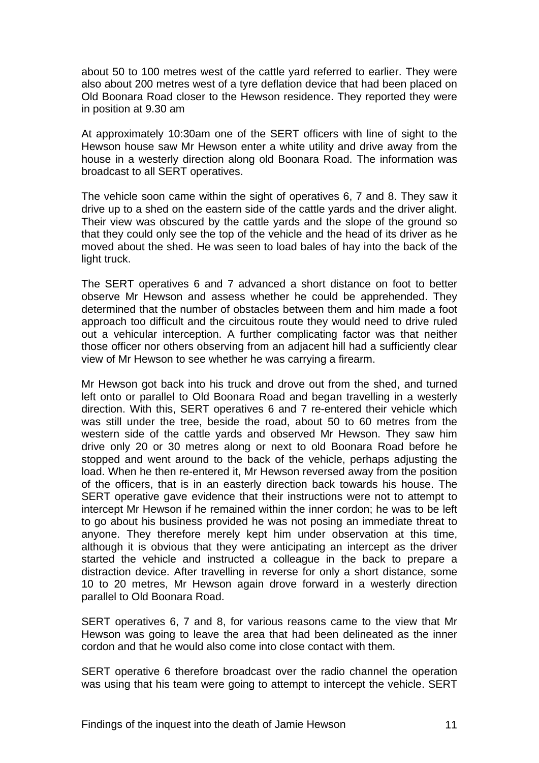about 50 to 100 metres west of the cattle yard referred to earlier. They were also about 200 metres west of a tyre deflation device that had been placed on Old Boonara Road closer to the Hewson residence. They reported they were in position at 9.30 am

At approximately 10:30am one of the SERT officers with line of sight to the Hewson house saw Mr Hewson enter a white utility and drive away from the house in a westerly direction along old Boonara Road. The information was broadcast to all SERT operatives.

The vehicle soon came within the sight of operatives 6, 7 and 8. They saw it drive up to a shed on the eastern side of the cattle yards and the driver alight. Their view was obscured by the cattle yards and the slope of the ground so that they could only see the top of the vehicle and the head of its driver as he moved about the shed. He was seen to load bales of hay into the back of the light truck.

The SERT operatives 6 and 7 advanced a short distance on foot to better observe Mr Hewson and assess whether he could be apprehended. They determined that the number of obstacles between them and him made a foot approach too difficult and the circuitous route they would need to drive ruled out a vehicular interception. A further complicating factor was that neither those officer nor others observing from an adjacent hill had a sufficiently clear view of Mr Hewson to see whether he was carrying a firearm.

Mr Hewson got back into his truck and drove out from the shed, and turned left onto or parallel to Old Boonara Road and began travelling in a westerly direction. With this, SERT operatives 6 and 7 re-entered their vehicle which was still under the tree, beside the road, about 50 to 60 metres from the western side of the cattle yards and observed Mr Hewson. They saw him drive only 20 or 30 metres along or next to old Boonara Road before he stopped and went around to the back of the vehicle, perhaps adjusting the load. When he then re-entered it, Mr Hewson reversed away from the position of the officers, that is in an easterly direction back towards his house. The SERT operative gave evidence that their instructions were not to attempt to intercept Mr Hewson if he remained within the inner cordon; he was to be left to go about his business provided he was not posing an immediate threat to anyone. They therefore merely kept him under observation at this time, although it is obvious that they were anticipating an intercept as the driver started the vehicle and instructed a colleague in the back to prepare a distraction device. After travelling in reverse for only a short distance, some 10 to 20 metres, Mr Hewson again drove forward in a westerly direction parallel to Old Boonara Road.

SERT operatives 6, 7 and 8, for various reasons came to the view that Mr Hewson was going to leave the area that had been delineated as the inner cordon and that he would also come into close contact with them.

SERT operative 6 therefore broadcast over the radio channel the operation was using that his team were going to attempt to intercept the vehicle. SERT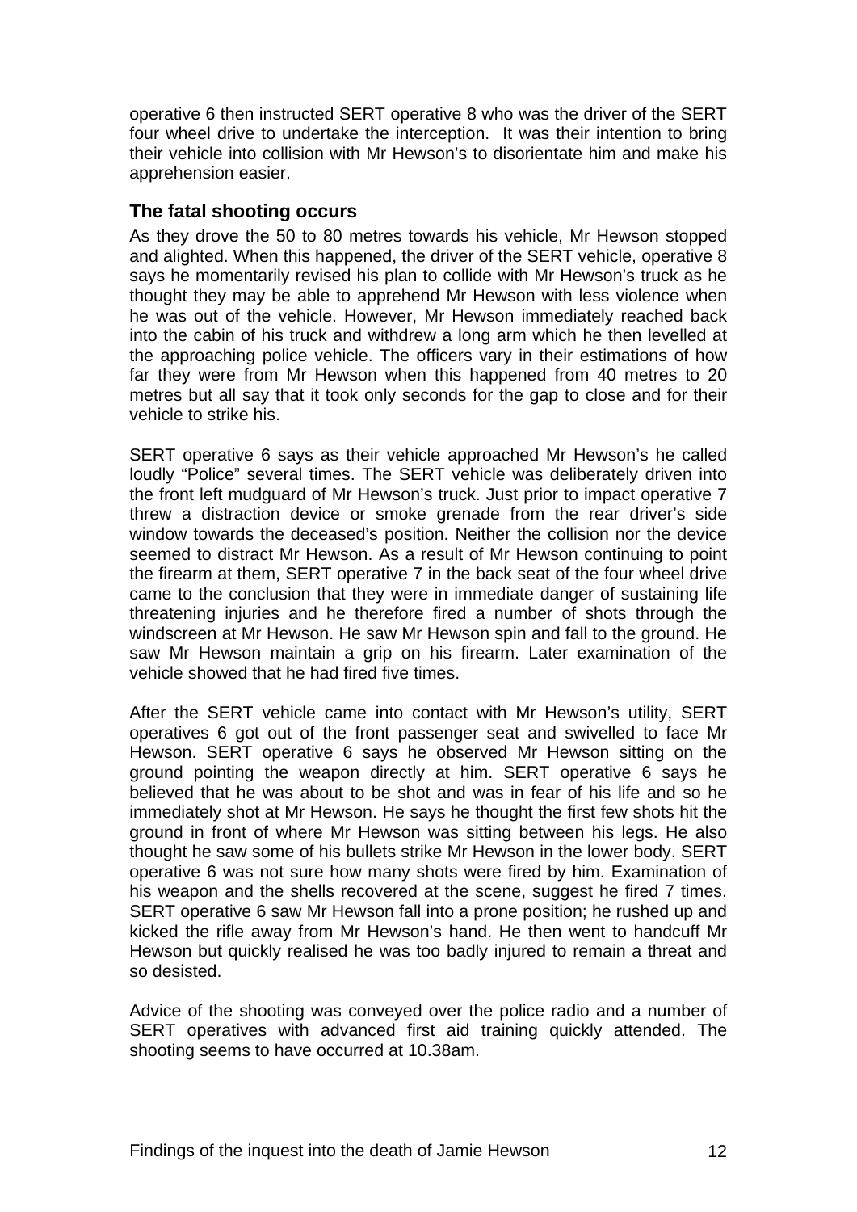operative 6 then instructed SERT operative 8 who was the driver of the SERT four wheel drive to undertake the interception. It was their intention to bring their vehicle into collision with Mr Hewson's to disorientate him and make his apprehension easier.

### The fatal shooting occurs

As they drove the 50 to 80 metres towards his vehicle, Mr Hewson stopped and alighted. When this happened, the driver of the SERT vehicle, operative 8 says he momentarily revised his plan to collide with Mr Hewson's truck as he thought they may be able to apprehend Mr Hewson with less violence when he was out of the vehicle. However, Mr Hewson immediately reached back into the cabin of his truck and withdrew a long arm which he then levelled at the approaching police vehicle. The officers vary in their estimations of how far they were from Mr Hewson when this happened from 40 metres to 20 metres but all say that it took only seconds for the gap to close and for their vehicle to strike his.

SERT operative 6 says as their vehicle approached Mr Hewson's he called loudly "Police" several times. The SERT vehicle was deliberately driven into the front left mudguard of Mr Hewson's truck. Just prior to impact operative 7 threw a distraction device or smoke grenade from the rear driver's side window towards the deceased's position. Neither the collision nor the device seemed to distract Mr Hewson. As a result of Mr Hewson continuing to point the firearm at them, SERT operative 7 in the back seat of the four wheel drive came to the conclusion that they were in immediate danger of sustaining life threatening injuries and he therefore fired a number of shots through the windscreen at Mr Hewson. He saw Mr Hewson spin and fall to the ground. He saw Mr Hewson maintain a grip on his firearm. Later examination of the vehicle showed that he had fired five times.

After the SERT vehicle came into contact with Mr Hewson's utility, SERT operatives 6 got out of the front passenger seat and swivelled to face Mr Hewson. SERT operative 6 says he observed Mr Hewson sitting on the ground pointing the weapon directly at him. SERT operative 6 says he believed that he was about to be shot and was in fear of his life and so he immediately shot at Mr Hewson. He says he thought the first few shots hit the ground in front of where Mr Hewson was sitting between his legs. He also thought he saw some of his bullets strike Mr Hewson in the lower body. SERT operative 6 was not sure how many shots were fired by him. Examination of his weapon and the shells recovered at the scene, suggest he fired 7 times. SERT operative 6 saw Mr Hewson fall into a prone position; he rushed up and kicked the rifle away from Mr Hewson's hand. He then went to handcuff Mr Hewson but quickly realised he was too badly injured to remain a threat and so desisted.

Advice of the shooting was conveyed over the police radio and a number of SERT operatives with advanced first aid training quickly attended. The shooting seems to have occurred at 10.38am.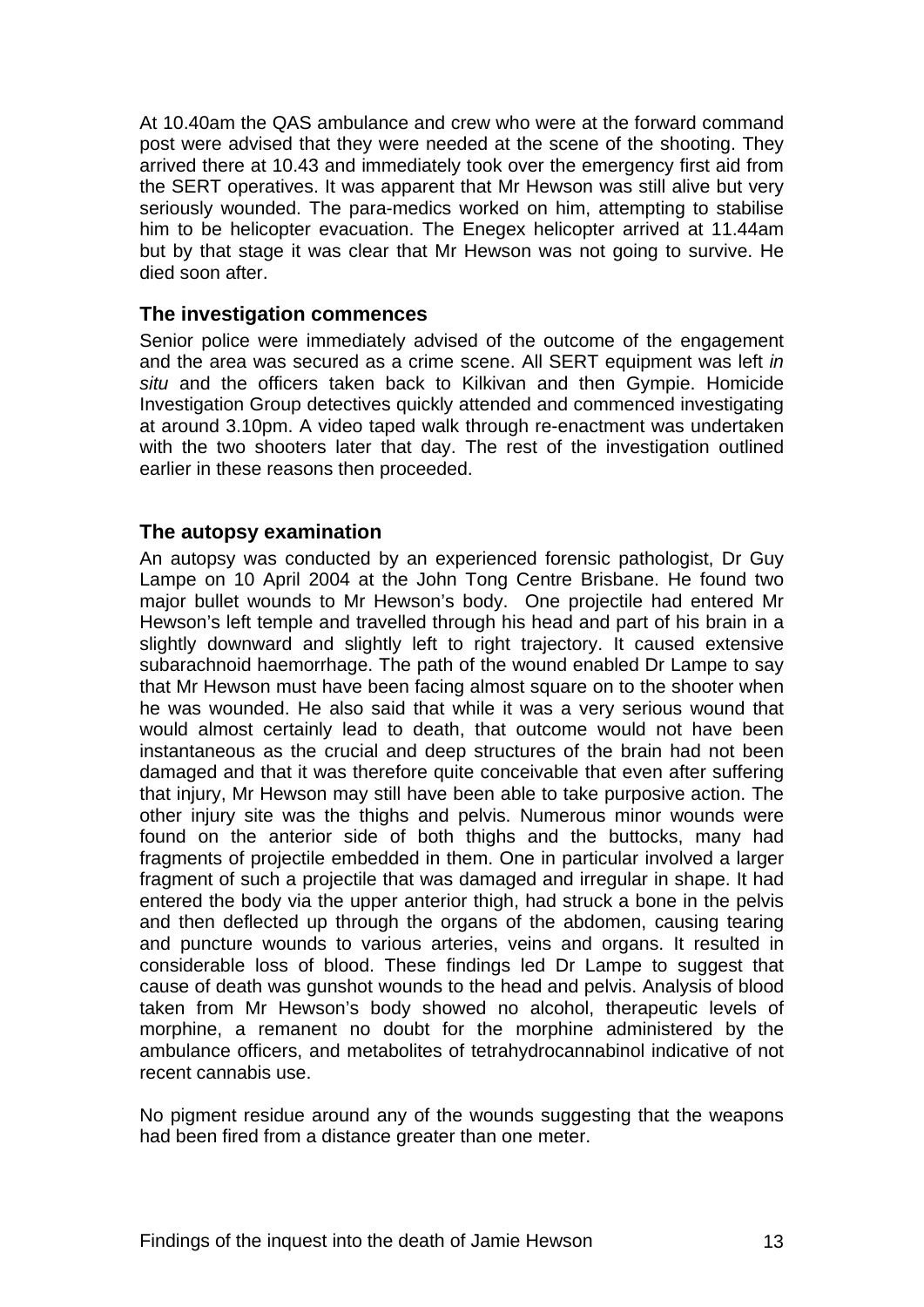At 10.40am the QAS ambulance and crew who were at the forward command post were advised that they were needed at the scene of the shooting. They arrived there at 10.43 and immediately took over the emergency first aid from the SERT operatives. It was apparent that Mr Hewson was still alive but very seriously wounded. The para-medics worked on him, attempting to stabilise him to be helicopter evacuation. The Enegex helicopter arrived at 11.44am but by that stage it was clear that Mr Hewson was not going to survive. He died soon after.

### The investigation commences

Senior police were immediately advised of the outcome of the engagement and the area was secured as a crime scene. All SERT equipment was left *in situ* and the officers taken back to Kilkivan and then Gympie. Homicide Investigation Group detectives quickly attended and commenced investigating at around 3.10pm. A video taped walk through re-enactment was undertaken with the two shooters later that day. The rest of the investigation outlined earlier in these reasons then proceeded.

### The autopsy examination

An autopsy was conducted by an experienced forensic pathologist, Dr Guy Lampe on 10 April 2004 at the John Tong Centre Brisbane. He found two major bullet wounds to Mr Hewson's body. One projectile had entered Mr Hewson's left temple and travelled through his head and part of his brain in a slightly downward and slightly left to right trajectory. It caused extensive subarachnoid haemorrhage. The path of the wound enabled Dr Lampe to say that Mr Hewson must have been facing almost square on to the shooter when he was wounded. He also said that while it was a very serious wound that would almost certainly lead to death, that outcome would not have been instantaneous as the crucial and deep structures of the brain had not been damaged and that it was therefore quite conceivable that even after suffering that injury, Mr Hewson may still have been able to take purposive action. The other injury site was the thighs and pelvis. Numerous minor wounds were found on the anterior side of both thighs and the buttocks, many had fragments of projectile embedded in them. One in particular involved a larger fragment of such a projectile that was damaged and irregular in shape. It had entered the body via the upper anterior thigh, had struck a bone in the pelvis and then deflected up through the organs of the abdomen, causing tearing and puncture wounds to various arteries, veins and organs. It resulted in considerable loss of blood. These findings led Dr Lampe to suggest that cause of death was gunshot wounds to the head and pelvis. Analysis of blood taken from Mr Hewson's body showed no alcohol, therapeutic levels of morphine, a remanent no doubt for the morphine administered by the ambulance officers, and metabolites of tetrahydrocannabinol indicative of not recent cannabis use.

No pigment residue around any of the wounds suggesting that the weapons had been fired from a distance greater than one meter.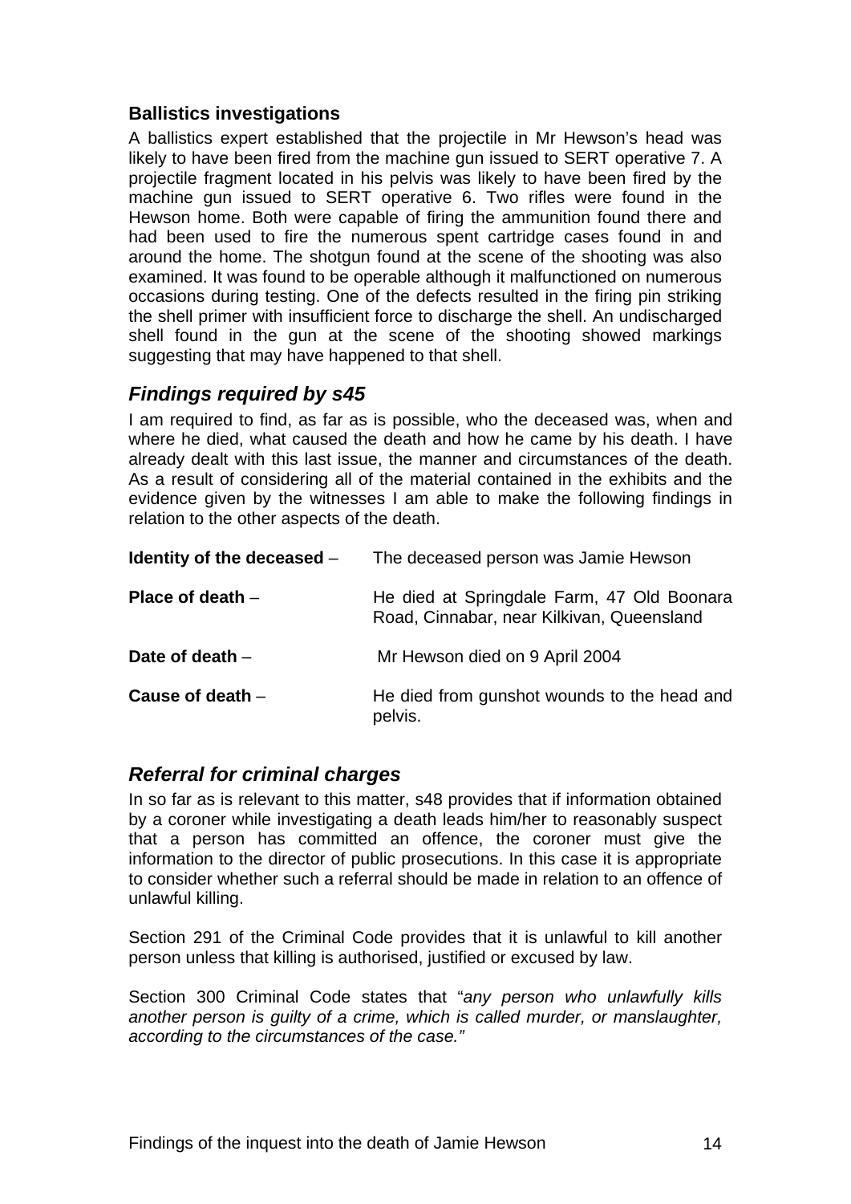### Ballistics investigations

A ballistics expert established that the projectile in Mr Hewson's head was likely to have been fired from the machine gun issued to SERT operative 7. A projectile fragment located in his pelvis was likely to have been fired by the machine gun issued to SERT operative 6. Two rifles were found in the Hewson home. Both were capable of firing the ammunition found there and had been used to fire the numerous spent cartridge cases found in and around the home. The shotgun found at the scene of the shooting was also examined. It was found to be operable although it malfunctioned on numerous occasions during testing. One of the defects resulted in the firing pin striking the shell primer with insufficient force to discharge the shell. An undischarged shell found in the gun at the scene of the shooting showed markings suggesting that may have happened to that shell.

## *Findings required by s45*

I am required to find, as far as is possible, who the deceased was, when and where he died, what caused the death and how he came by his death. I have already dealt with this last issue, the manner and circumstances of the death. As a result of considering all of the material contained in the exhibits and the evidence given by the witnesses I am able to make the following findings in relation to the other aspects of the death.

**Identity of the deceased** – The deceased person was Jamie Hewson

**Place of death** – He died at Springdale Farm, 47 Old Boonara Road, Cinnabar, near Kilkivan, Queensland

**Date of death** – Mr Hewson died on 9 April 2004

**Cause of death** – He died from gunshot wounds to the head and pelvis.

## *Referral for criminal charges*

In so far as is relevant to this matter, s48 provides that if information obtained by a coroner while investigating a death leads him/her to reasonably suspect that a person has committed an offence, the coroner must give the information to the director of public prosecutions. In this case it is appropriate to consider whether such a referral should be made in relation to an offence of unlawful killing.

Section 291 of the Criminal Code provides that it is unlawful to kill another person unless that killing is authorised, justified or excused by law.

Section 300 Criminal Code states that "*any person who unlawfully kills another person is guilty of a crime, which is called murder, or manslaughter, according to the circumstances of the case."*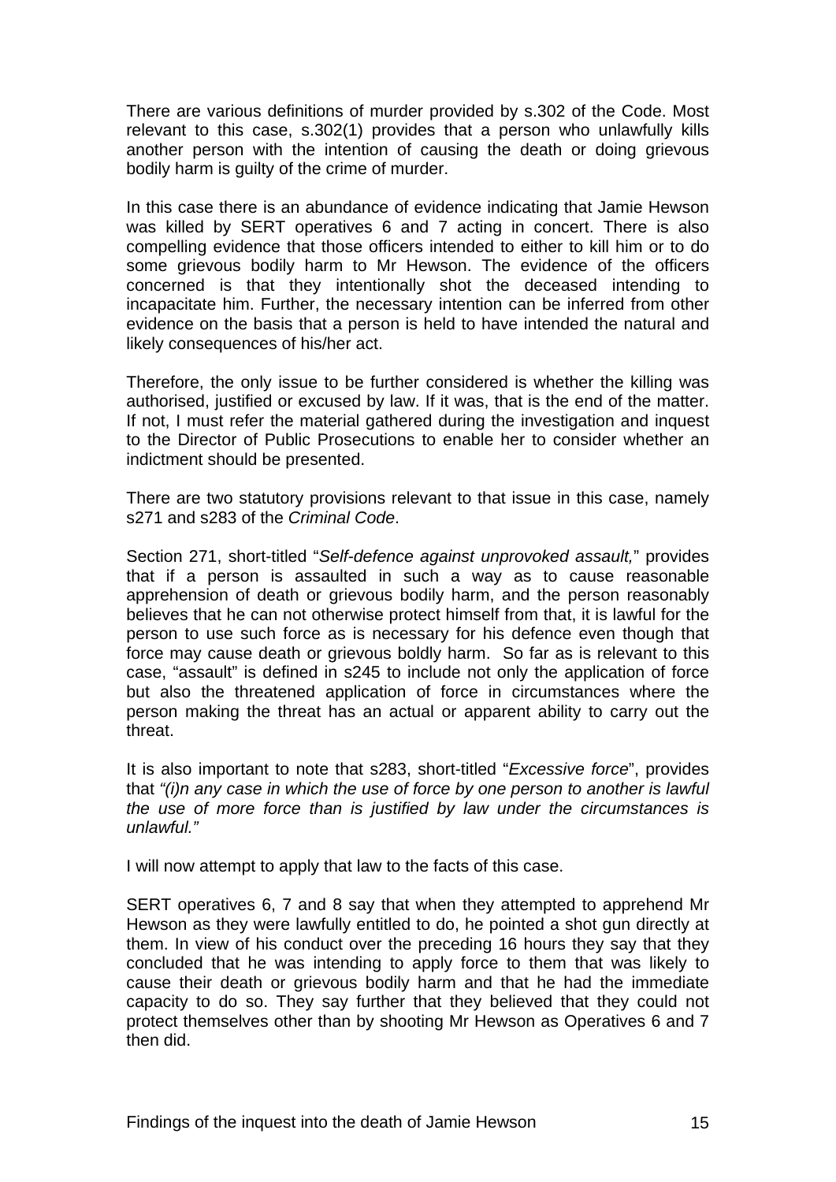There are various definitions of murder provided by s.302 of the Code. Most relevant to this case, s.302(1) provides that a person who unlawfully kills another person with the intention of causing the death or doing grievous bodily harm is guilty of the crime of murder.

In this case there is an abundance of evidence indicating that Jamie Hewson was killed by SERT operatives 6 and 7 acting in concert. There is also compelling evidence that those officers intended to either to kill him or to do some grievous bodily harm to Mr Hewson. The evidence of the officers concerned is that they intentionally shot the deceased intending to incapacitate him. Further, the necessary intention can be inferred from other evidence on the basis that a person is held to have intended the natural and likely consequences of his/her act.

Therefore, the only issue to be further considered is whether the killing was authorised, justified or excused by law. If it was, that is the end of the matter. If not, I must refer the material gathered during the investigation and inquest to the Director of Public Prosecutions to enable her to consider whether an indictment should be presented.

There are two statutory provisions relevant to that issue in this case, namely s271 and s283 of the *Criminal Code*.

Section 271, short-titled "*Self-defence against unprovoked assault,*" provides that if a person is assaulted in such a way as to cause reasonable apprehension of death or grievous bodily harm, and the person reasonably believes that he can not otherwise protect himself from that, it is lawful for the person to use such force as is necessary for his defence even though that force may cause death or grievous boldly harm. So far as is relevant to this case, "assault" is defined in s245 to include not only the application of force but also the threatened application of force in circumstances where the person making the threat has an actual or apparent ability to carry out the threat.

It is also important to note that s283, short-titled "*Excessive force*", provides that *"(i)n any case in which the use of force by one person to another is lawful the use of more force than is justified by law under the circumstances is unlawful."*

I will now attempt to apply that law to the facts of this case.

SERT operatives 6, 7 and 8 say that when they attempted to apprehend Mr Hewson as they were lawfully entitled to do, he pointed a shot gun directly at them. In view of his conduct over the preceding 16 hours they say that they concluded that he was intending to apply force to them that was likely to cause their death or grievous bodily harm and that he had the immediate capacity to do so. They say further that they believed that they could not protect themselves other than by shooting Mr Hewson as Operatives 6 and 7 then did.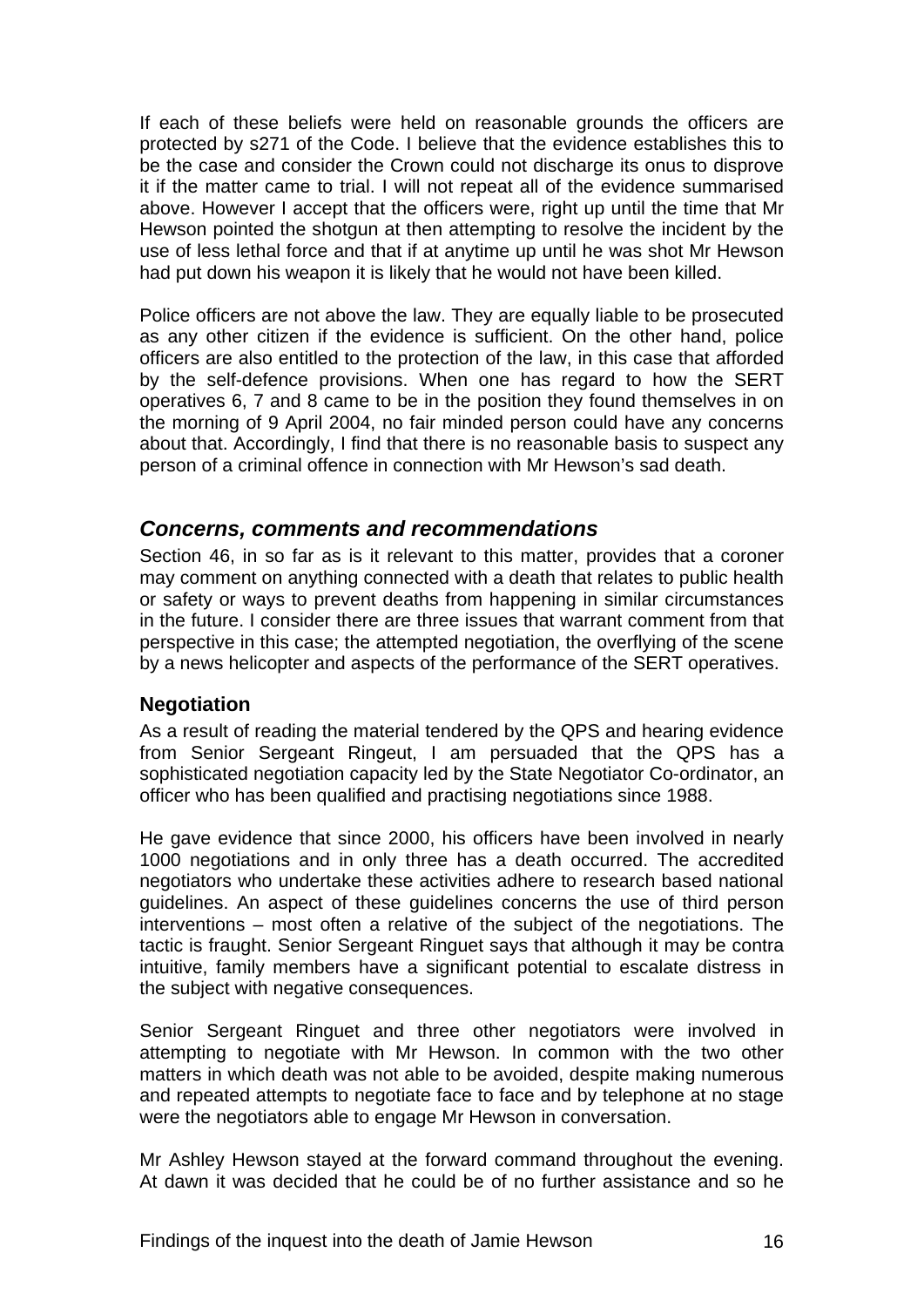If each of these beliefs were held on reasonable grounds the officers are protected by s271 of the Code. I believe that the evidence establishes this to be the case and consider the Crown could not discharge its onus to disprove it if the matter came to trial. I will not repeat all of the evidence summarised above. However I accept that the officers were, right up until the time that Mr Hewson pointed the shotgun at then attempting to resolve the incident by the use of less lethal force and that if at anytime up until he was shot Mr Hewson had put down his weapon it is likely that he would not have been killed.

Police officers are not above the law. They are equally liable to be prosecuted as any other citizen if the evidence is sufficient. On the other hand, police officers are also entitled to the protection of the law, in this case that afforded by the self-defence provisions. When one has regard to how the SERT operatives 6, 7 and 8 came to be in the position they found themselves in on the morning of 9 April 2004, no fair minded person could have any concerns about that. Accordingly, I find that there is no reasonable basis to suspect any person of a criminal offence in connection with Mr Hewson's sad death.

## *Concerns, comments and recommendations*

Section 46, in so far as is it relevant to this matter, provides that a coroner may comment on anything connected with a death that relates to public health or safety or ways to prevent deaths from happening in similar circumstances in the future. I consider there are three issues that warrant comment from that perspective in this case; the attempted negotiation, the overflying of the scene by a news helicopter and aspects of the performance of the SERT operatives.

### Negotiation

As a result of reading the material tendered by the QPS and hearing evidence from Senior Sergeant Ringeut, I am persuaded that the QPS has a sophisticated negotiation capacity led by the State Negotiator Co-ordinator, an officer who has been qualified and practising negotiations since 1988.

He gave evidence that since 2000, his officers have been involved in nearly 1000 negotiations and in only three has a death occurred. The accredited negotiators who undertake these activities adhere to research based national guidelines. An aspect of these guidelines concerns the use of third person interventions – most often a relative of the subject of the negotiations. The tactic is fraught. Senior Sergeant Ringuet says that although it may be contra intuitive, family members have a significant potential to escalate distress in the subject with negative consequences.

Senior Sergeant Ringuet and three other negotiators were involved in attempting to negotiate with Mr Hewson. In common with the two other matters in which death was not able to be avoided, despite making numerous and repeated attempts to negotiate face to face and by telephone at no stage were the negotiators able to engage Mr Hewson in conversation.

Mr Ashley Hewson stayed at the forward command throughout the evening. At dawn it was decided that he could be of no further assistance and so he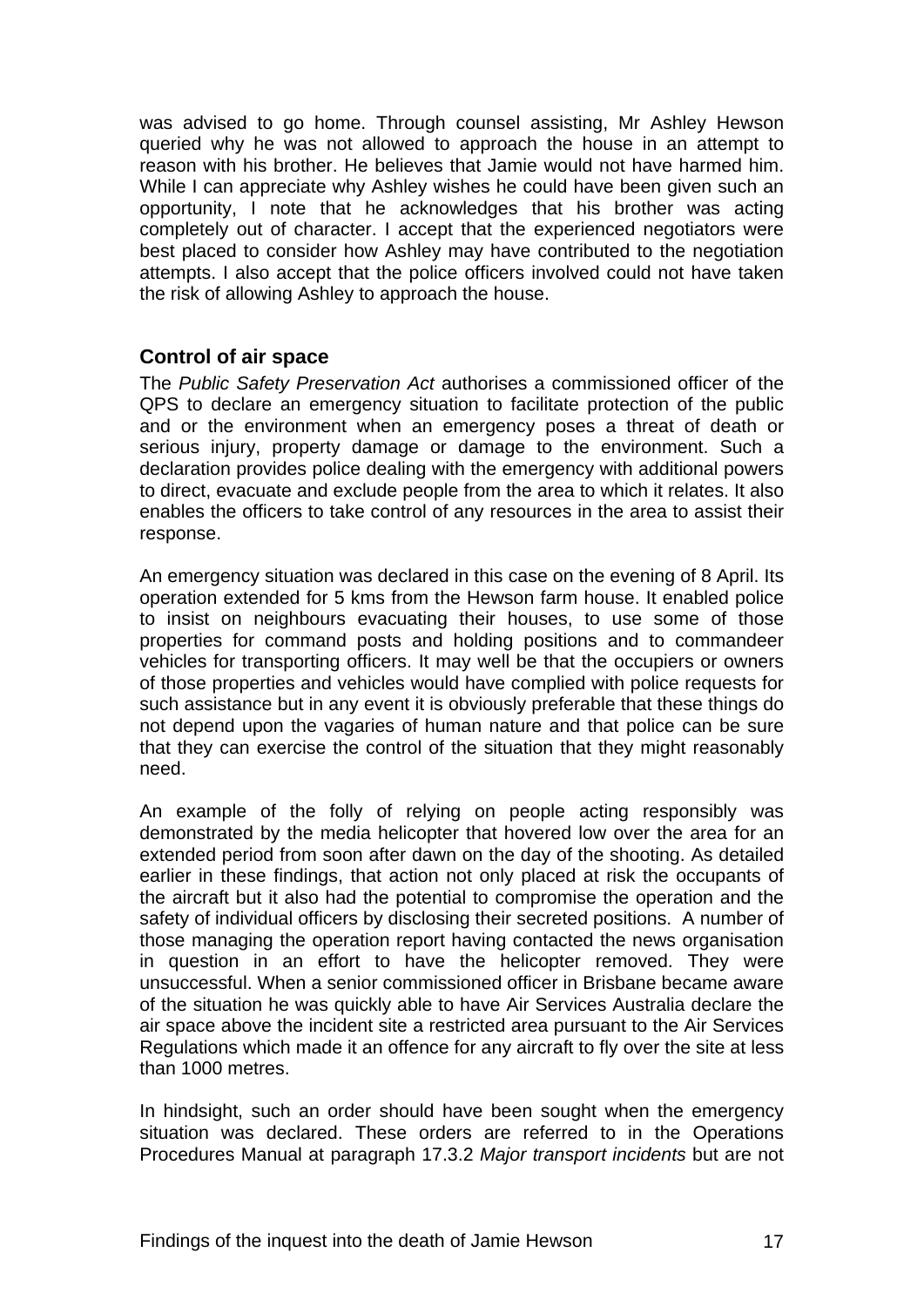was advised to go home. Through counsel assisting, Mr Ashley Hewson queried why he was not allowed to approach the house in an attempt to reason with his brother. He believes that Jamie would not have harmed him. While I can appreciate why Ashley wishes he could have been given such an opportunity, I note that he acknowledges that his brother was acting completely out of character. I accept that the experienced negotiators were best placed to consider how Ashley may have contributed to the negotiation attempts. I also accept that the police officers involved could not have taken the risk of allowing Ashley to approach the house.

### Control of air space

The *Public Safety Preservation Act* authorises a commissioned officer of the QPS to declare an emergency situation to facilitate protection of the public and or the environment when an emergency poses a threat of death or serious injury, property damage or damage to the environment. Such a declaration provides police dealing with the emergency with additional powers to direct, evacuate and exclude people from the area to which it relates. It also enables the officers to take control of any resources in the area to assist their response.

An emergency situation was declared in this case on the evening of 8 April. Its operation extended for 5 kms from the Hewson farm house. It enabled police to insist on neighbours evacuating their houses, to use some of those properties for command posts and holding positions and to commandeer vehicles for transporting officers. It may well be that the occupiers or owners of those properties and vehicles would have complied with police requests for such assistance but in any event it is obviously preferable that these things do not depend upon the vagaries of human nature and that police can be sure that they can exercise the control of the situation that they might reasonably need.

An example of the folly of relying on people acting responsibly was demonstrated by the media helicopter that hovered low over the area for an extended period from soon after dawn on the day of the shooting. As detailed earlier in these findings, that action not only placed at risk the occupants of the aircraft but it also had the potential to compromise the operation and the safety of individual officers by disclosing their secreted positions. A number of those managing the operation report having contacted the news organisation in question in an effort to have the helicopter removed. They were unsuccessful. When a senior commissioned officer in Brisbane became aware of the situation he was quickly able to have Air Services Australia declare the air space above the incident site a restricted area pursuant to the Air Services Regulations which made it an offence for any aircraft to fly over the site at less than 1000 metres.

In hindsight, such an order should have been sought when the emergency situation was declared. These orders are referred to in the Operations Procedures Manual at paragraph 17.3.2 *Major transport incidents* but are not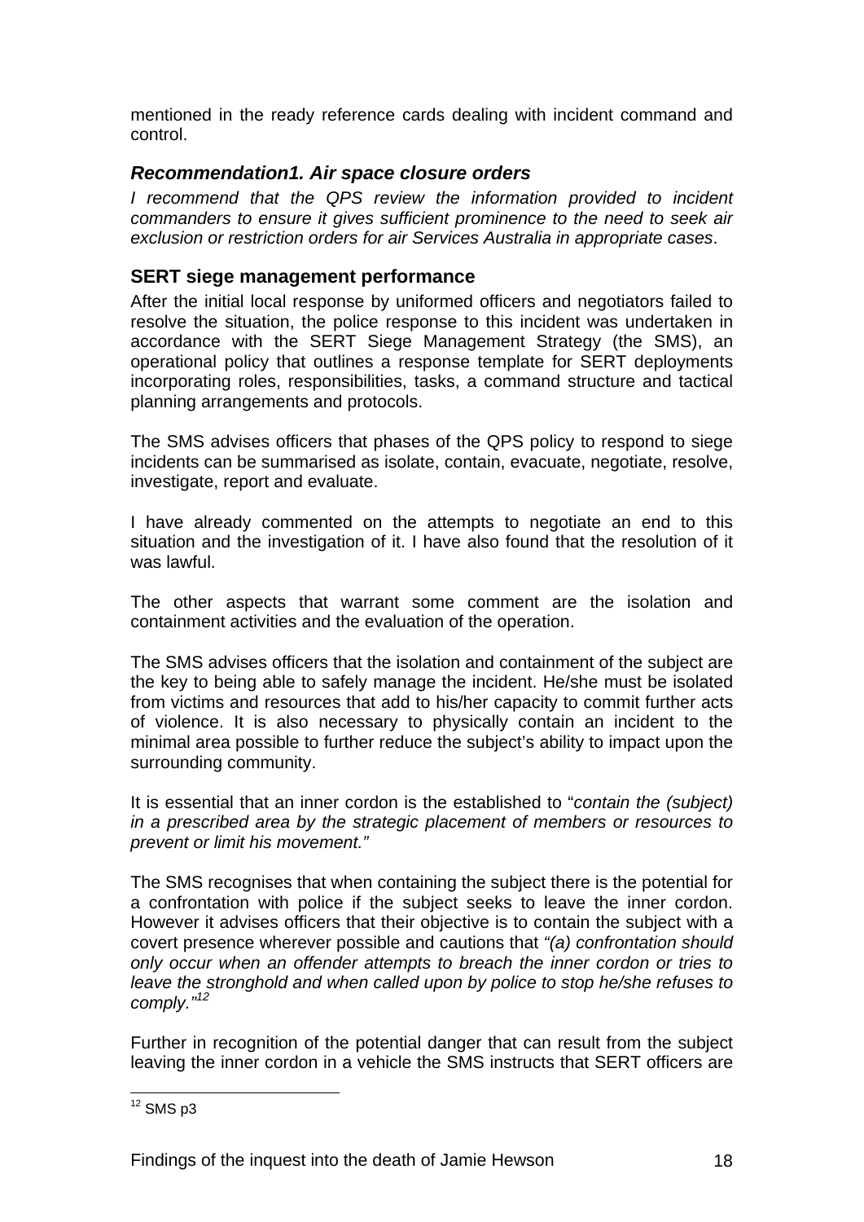mentioned in the ready reference cards dealing with incident command and control.

### *Recommendation1. Air space closure orders*

*I recommend that the QPS review the information provided to incident commanders to ensure it gives sufficient prominence to the need to seek air exclusion or restriction orders for air Services Australia in appropriate cases*.

### SERT siege management performance

After the initial local response by uniformed officers and negotiators failed to resolve the situation, the police response to this incident was undertaken in accordance with the SERT Siege Management Strategy (the SMS), an operational policy that outlines a response template for SERT deployments incorporating roles, responsibilities, tasks, a command structure and tactical planning arrangements and protocols.

The SMS advises officers that phases of the QPS policy to respond to siege incidents can be summarised as isolate, contain, evacuate, negotiate, resolve, investigate, report and evaluate.

I have already commented on the attempts to negotiate an end to this situation and the investigation of it. I have also found that the resolution of it was lawful.

The other aspects that warrant some comment are the isolation and containment activities and the evaluation of the operation.

The SMS advises officers that the isolation and containment of the subject are the key to being able to safely manage the incident. He/she must be isolated from victims and resources that add to his/her capacity to commit further acts of violence. It is also necessary to physically contain an incident to the minimal area possible to further reduce the subject's ability to impact upon the surrounding community.

It is essential that an inner cordon is the established to "*contain the (subject) in a prescribed area by the strategic placement of members or resources to prevent or limit his movement."*

The SMS recognises that when containing the subject there is the potential for a confrontation with police if the subject seeks to leave the inner cordon. However it advises officers that their objective is to contain the subject with a covert presence wherever possible and cautions that *"(a) confrontation should only occur when an offender attempts to breach the inner cordon or tries to leave the stronghold and when called upon by police to stop he/she refuses to comply."*[12]

Further in recognition of the potential danger that can result from the subject leaving the inner cordon in a vehicle the SMS instructs that SERT officers are

---

[12] SMS p3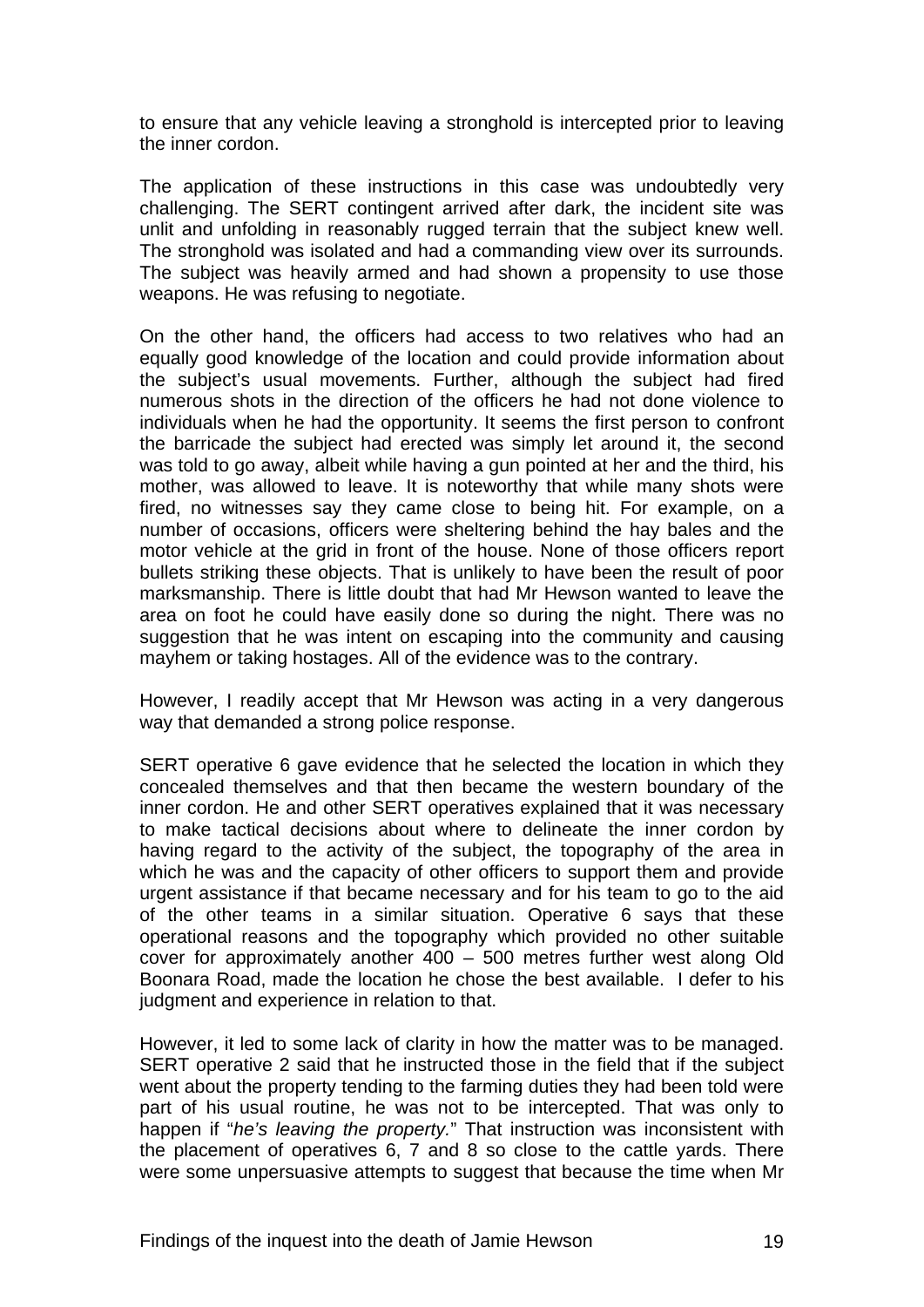to ensure that any vehicle leaving a stronghold is intercepted prior to leaving the inner cordon.

The application of these instructions in this case was undoubtedly very challenging. The SERT contingent arrived after dark, the incident site was unlit and unfolding in reasonably rugged terrain that the subject knew well. The stronghold was isolated and had a commanding view over its surrounds. The subject was heavily armed and had shown a propensity to use those weapons. He was refusing to negotiate.

On the other hand, the officers had access to two relatives who had an equally good knowledge of the location and could provide information about the subject's usual movements. Further, although the subject had fired numerous shots in the direction of the officers he had not done violence to individuals when he had the opportunity. It seems the first person to confront the barricade the subject had erected was simply let around it, the second was told to go away, albeit while having a gun pointed at her and the third, his mother, was allowed to leave. It is noteworthy that while many shots were fired, no witnesses say they came close to being hit. For example, on a number of occasions, officers were sheltering behind the hay bales and the motor vehicle at the grid in front of the house. None of those officers report bullets striking these objects. That is unlikely to have been the result of poor marksmanship. There is little doubt that had Mr Hewson wanted to leave the area on foot he could have easily done so during the night. There was no suggestion that he was intent on escaping into the community and causing mayhem or taking hostages. All of the evidence was to the contrary.

However, I readily accept that Mr Hewson was acting in a very dangerous way that demanded a strong police response.

SERT operative 6 gave evidence that he selected the location in which they concealed themselves and that then became the western boundary of the inner cordon. He and other SERT operatives explained that it was necessary to make tactical decisions about where to delineate the inner cordon by having regard to the activity of the subject, the topography of the area in which he was and the capacity of other officers to support them and provide urgent assistance if that became necessary and for his team to go to the aid of the other teams in a similar situation. Operative 6 says that these operational reasons and the topography which provided no other suitable cover for approximately another 400 – 500 metres further west along Old Boonara Road, made the location he chose the best available. I defer to his judgment and experience in relation to that.

However, it led to some lack of clarity in how the matter was to be managed. SERT operative 2 said that he instructed those in the field that if the subject went about the property tending to the farming duties they had been told were part of his usual routine, he was not to be intercepted. That was only to happen if "*he's leaving the property.*" That instruction was inconsistent with the placement of operatives 6, 7 and 8 so close to the cattle yards. There were some unpersuasive attempts to suggest that because the time when Mr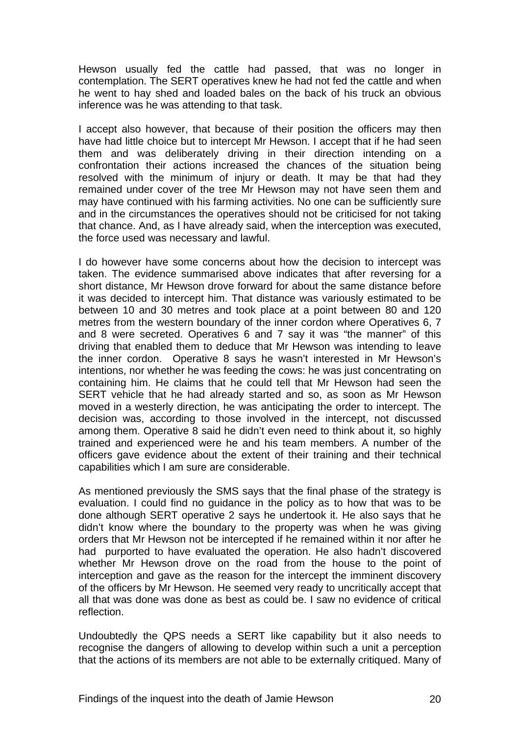Hewson usually fed the cattle had passed, that was no longer in contemplation. The SERT operatives knew he had not fed the cattle and when he went to hay shed and loaded bales on the back of his truck an obvious inference was he was attending to that task.

I accept also however, that because of their position the officers may then have had little choice but to intercept Mr Hewson. I accept that if he had seen them and was deliberately driving in their direction intending on a confrontation their actions increased the chances of the situation being resolved with the minimum of injury or death. It may be that had they remained under cover of the tree Mr Hewson may not have seen them and may have continued with his farming activities. No one can be sufficiently sure and in the circumstances the operatives should not be criticised for not taking that chance. And, as I have already said, when the interception was executed, the force used was necessary and lawful.

I do however have some concerns about how the decision to intercept was taken. The evidence summarised above indicates that after reversing for a short distance, Mr Hewson drove forward for about the same distance before it was decided to intercept him. That distance was variously estimated to be between 10 and 30 metres and took place at a point between 80 and 120 metres from the western boundary of the inner cordon where Operatives 6, 7 and 8 were secreted. Operatives 6 and 7 say it was "the manner" of this driving that enabled them to deduce that Mr Hewson was intending to leave the inner cordon. Operative 8 says he wasn't interested in Mr Hewson's intentions, nor whether he was feeding the cows: he was just concentrating on containing him. He claims that he could tell that Mr Hewson had seen the SERT vehicle that he had already started and so, as soon as Mr Hewson moved in a westerly direction, he was anticipating the order to intercept. The decision was, according to those involved in the intercept, not discussed among them. Operative 8 said he didn't even need to think about it, so highly trained and experienced were he and his team members. A number of the officers gave evidence about the extent of their training and their technical capabilities which I am sure are considerable.

As mentioned previously the SMS says that the final phase of the strategy is evaluation. I could find no guidance in the policy as to how that was to be done although SERT operative 2 says he undertook it. He also says that he didn't know where the boundary to the property was when he was giving orders that Mr Hewson not be intercepted if he remained within it nor after he had purported to have evaluated the operation. He also hadn't discovered whether Mr Hewson drove on the road from the house to the point of interception and gave as the reason for the intercept the imminent discovery of the officers by Mr Hewson. He seemed very ready to uncritically accept that all that was done was done as best as could be. I saw no evidence of critical reflection.

Undoubtedly the QPS needs a SERT like capability but it also needs to recognise the dangers of allowing to develop within such a unit a perception that the actions of its members are not able to be externally critiqued. Many of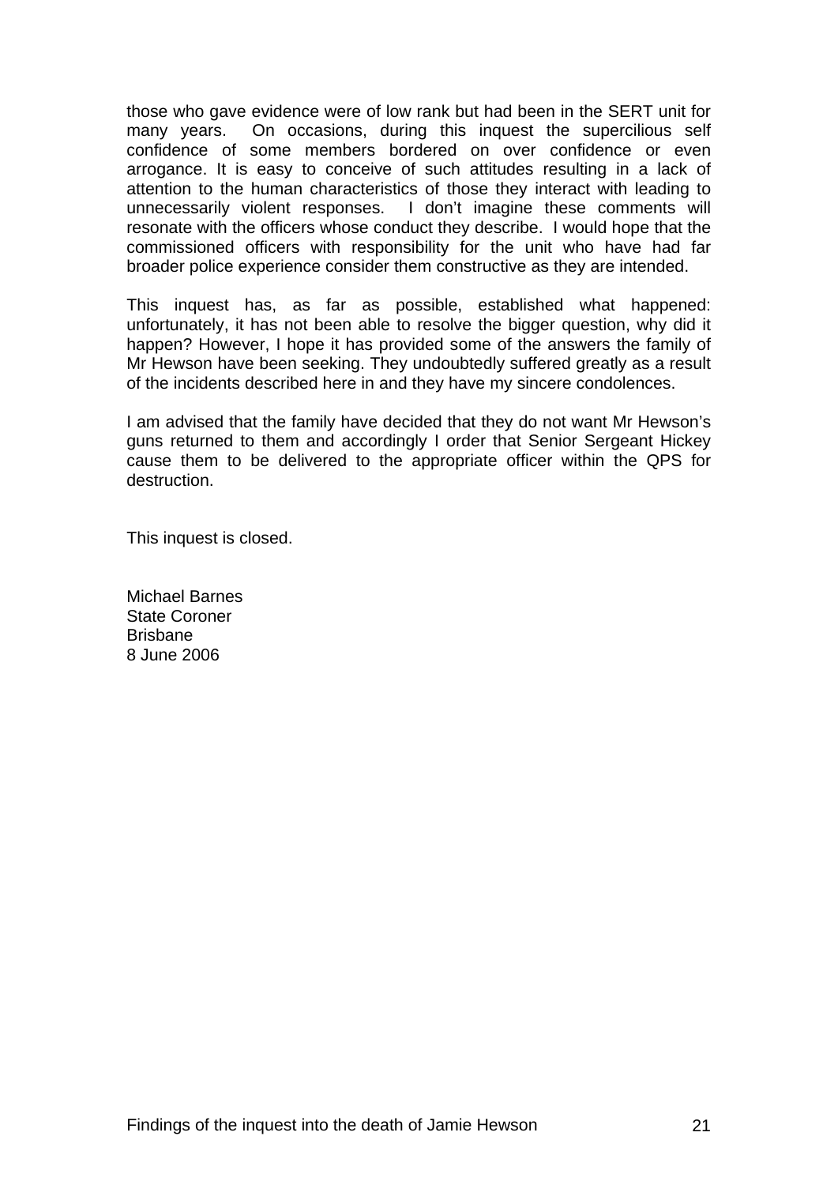those who gave evidence were of low rank but had been in the SERT unit for many years. On occasions, during this inquest the supercilious self confidence of some members bordered on over confidence or even arrogance. It is easy to conceive of such attitudes resulting in a lack of attention to the human characteristics of those they interact with leading to unnecessarily violent responses. I don't imagine these comments will resonate with the officers whose conduct they describe. I would hope that the commissioned officers with responsibility for the unit who have had far broader police experience consider them constructive as they are intended.

This inquest has, as far as possible, established what happened: unfortunately, it has not been able to resolve the bigger question, why did it happen? However, I hope it has provided some of the answers the family of Mr Hewson have been seeking. They undoubtedly suffered greatly as a result of the incidents described here in and they have my sincere condolences.

I am advised that the family have decided that they do not want Mr Hewson's guns returned to them and accordingly I order that Senior Sergeant Hickey cause them to be delivered to the appropriate officer within the QPS for destruction.

This inquest is closed.

Michael Barnes
State Coroner
Brisbane
8 June 2006